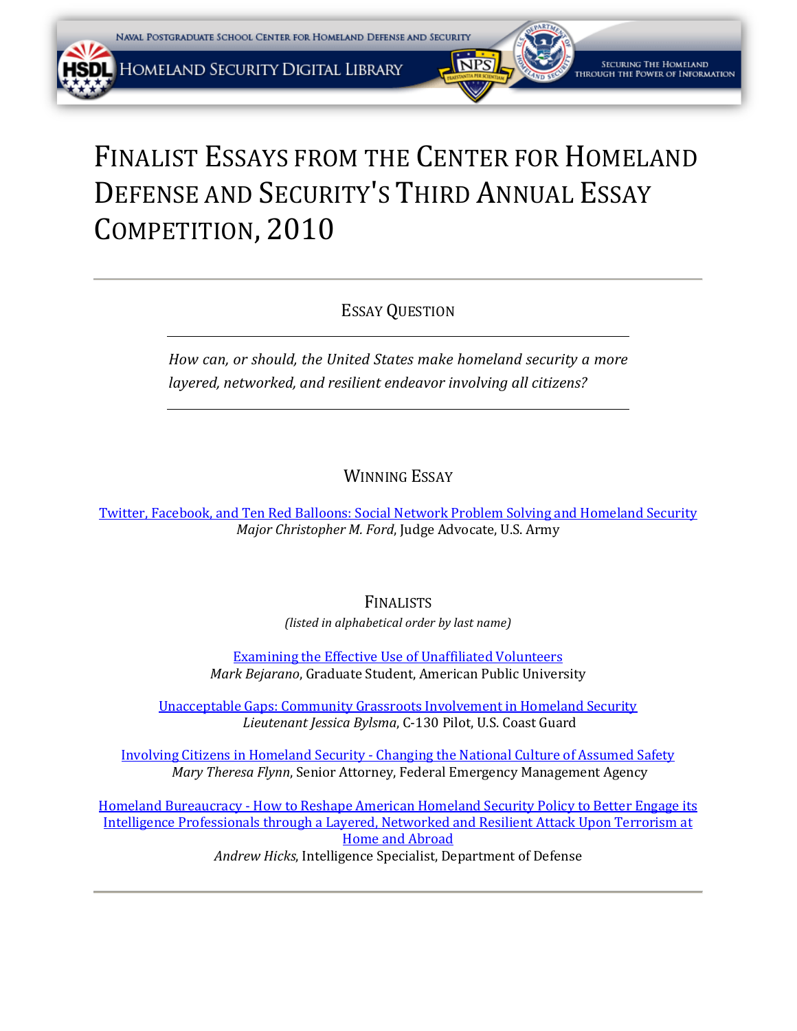# Finalist Essays from the Center for Homeland Defense and Security's Third Annual Essay Competition, 2010

## Essay Question

*How can, or should, the United States make homeland security a more layered, networked, and resilient endeavor involving all citizens?*

## Winning Essay

Twitter, Facebook, and Ten Red Balloons: Social Network Problem Solving and Homeland Security
*Major Christopher M. Ford*, Judge Advocate, U.S. Army

## Finalists

*(listed in alphabetical order by last name)*

Examining the Effective Use of Unaffiliated Volunteers
*Mark Bejarano*, Graduate Student, American Public University

Unacceptable Gaps: Community Grassroots Involvement in Homeland Security
*Lieutenant Jessica Bylsma*, C-130 Pilot, U.S. Coast Guard

Involving Citizens in Homeland Security - Changing the National Culture of Assumed Safety
*Mary Theresa Flynn*, Senior Attorney, Federal Emergency Management Agency

Homeland Bureaucracy - How to Reshape American Homeland Security Policy to Better Engage its Intelligence Professionals through a Layered, Networked and Resilient Attack Upon Terrorism at Home and Abroad
*Andrew Hicks*, Intelligence Specialist, Department of Defense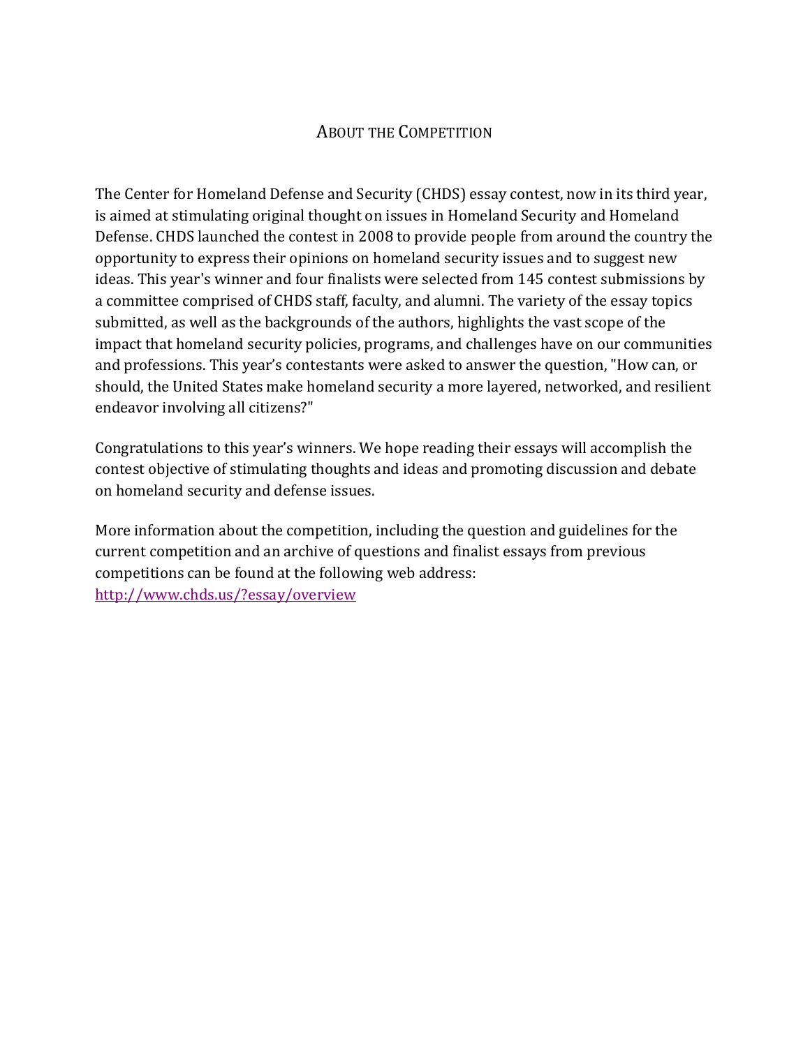# About the Competition

The Center for Homeland Defense and Security (CHDS) essay contest, now in its third year, is aimed at stimulating original thought on issues in Homeland Security and Homeland Defense. CHDS launched the contest in 2008 to provide people from around the country the opportunity to express their opinions on homeland security issues and to suggest new ideas. This year's winner and four finalists were selected from 145 contest submissions by a committee comprised of CHDS staff, faculty, and alumni. The variety of the essay topics submitted, as well as the backgrounds of the authors, highlights the vast scope of the impact that homeland security policies, programs, and challenges have on our communities and professions. This year's contestants were asked to answer the question, "How can, or should, the United States make homeland security a more layered, networked, and resilient endeavor involving all citizens?"

Congratulations to this year's winners. We hope reading their essays will accomplish the contest objective of stimulating thoughts and ideas and promoting discussion and debate on homeland security and defense issues.

More information about the competition, including the question and guidelines for the current competition and an archive of questions and finalist essays from previous competitions can be found at the following web address: [http://www.chds.us/?essay/overview](http://www.chds.us/?essay/overview)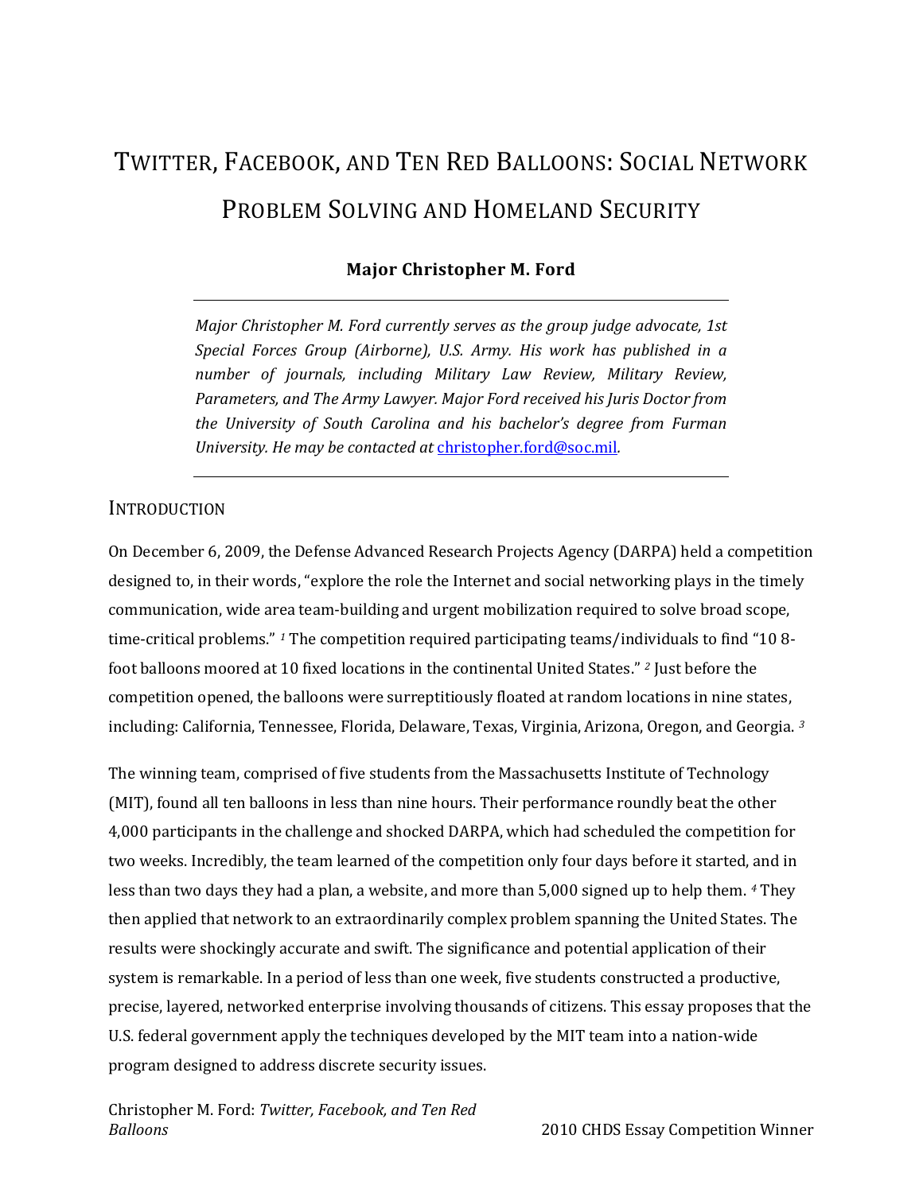# TWITTER, FACEBOOK, AND TEN RED BALLOONS: SOCIAL NETWORK PROBLEM SOLVING AND HOMELAND SECURITY

**Major Christopher M. Ford**

*Major Christopher M. Ford currently serves as the group judge advocate, 1st Special Forces Group (Airborne), U.S. Army. His work has published in a number of journals, including Military Law Review, Military Review, Parameters, and The Army Lawyer. Major Ford received his Juris Doctor from the University of South Carolina and his bachelor's degree from Furman University. He may be contacted at* christopher.ford@soc.mil*.*

## INTRODUCTION

On December 6, 2009, the Defense Advanced Research Projects Agency (DARPA) held a competition designed to, in their words, "explore the role the Internet and social networking plays in the timely communication, wide area team-building and urgent mobilization required to solve broad scope, time-critical problems." [1] The competition required participating teams/individuals to find "10 8-foot balloons moored at 10 fixed locations in the continental United States." [2] Just before the competition opened, the balloons were surreptitiously floated at random locations in nine states, including: California, Tennessee, Florida, Delaware, Texas, Virginia, Arizona, Oregon, and Georgia. [3]

The winning team, comprised of five students from the Massachusetts Institute of Technology (MIT), found all ten balloons in less than nine hours. Their performance roundly beat the other 4,000 participants in the challenge and shocked DARPA, which had scheduled the competition for two weeks. Incredibly, the team learned of the competition only four days before it started, and in less than two days they had a plan, a website, and more than 5,000 signed up to help them. [4] They then applied that network to an extraordinarily complex problem spanning the United States. The results were shockingly accurate and swift. The significance and potential application of their system is remarkable. In a period of less than one week, five students constructed a productive, precise, layered, networked enterprise involving thousands of citizens. This essay proposes that the U.S. federal government apply the techniques developed by the MIT team into a nation-wide program designed to address discrete security issues.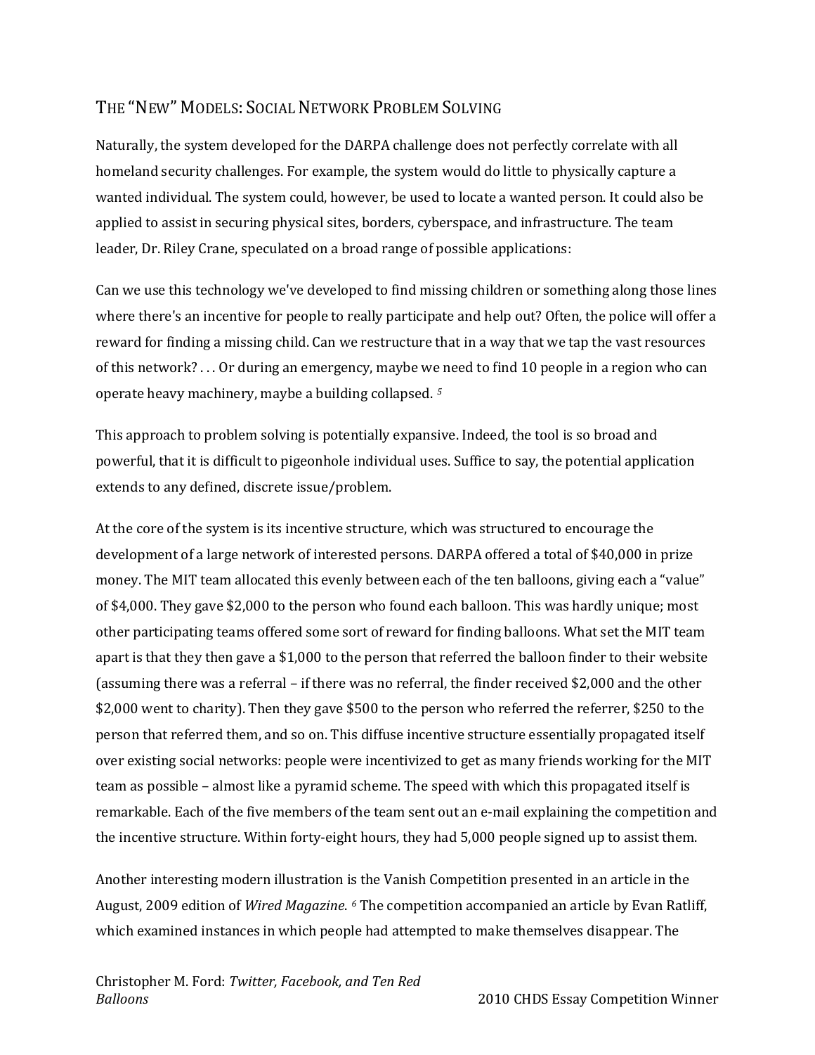## The "New" Models: Social Network Problem Solving

Naturally, the system developed for the DARPA challenge does not perfectly correlate with all homeland security challenges. For example, the system would do little to physically capture a wanted individual. The system could, however, be used to locate a wanted person. It could also be applied to assist in securing physical sites, borders, cyberspace, and infrastructure. The team leader, Dr. Riley Crane, speculated on a broad range of possible applications:

Can we use this technology we've developed to find missing children or something along those lines where there's an incentive for people to really participate and help out? Often, the police will offer a reward for finding a missing child. Can we restructure that in a way that we tap the vast resources of this network? . . . Or during an emergency, maybe we need to find 10 people in a region who can operate heavy machinery, maybe a building collapsed. [5]

This approach to problem solving is potentially expansive. Indeed, the tool is so broad and powerful, that it is difficult to pigeonhole individual uses. Suffice to say, the potential application extends to any defined, discrete issue/problem.

At the core of the system is its incentive structure, which was structured to encourage the development of a large network of interested persons. DARPA offered a total of $40,000 in prize money. The MIT team allocated this evenly between each of the ten balloons, giving each a "value" of $4,000. They gave $2,000 to the person who found each balloon. This was hardly unique; most other participating teams offered some sort of reward for finding balloons. What set the MIT team apart is that they then gave a $1,000 to the person that referred the balloon finder to their website (assuming there was a referral – if there was no referral, the finder received $2,000 and the other $2,000 went to charity). Then they gave $500 to the person who referred the referrer, $250 to the person that referred them, and so on. This diffuse incentive structure essentially propagated itself over existing social networks: people were incentivized to get as many friends working for the MIT team as possible – almost like a pyramid scheme. The speed with which this propagated itself is remarkable. Each of the five members of the team sent out an e-mail explaining the competition and the incentive structure. Within forty-eight hours, they had 5,000 people signed up to assist them.

Another interesting modern illustration is the Vanish Competition presented in an article in the August, 2009 edition of *Wired Magazine*. [6] The competition accompanied an article by Evan Ratliff, which examined instances in which people had attempted to make themselves disappear. The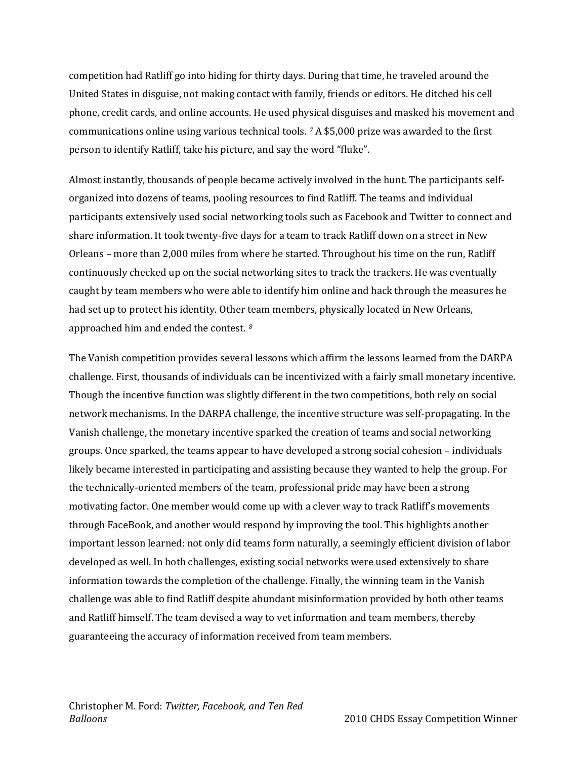competition had Ratliff go into hiding for thirty days. During that time, he traveled around the United States in disguise, not making contact with family, friends or editors. He ditched his cell phone, credit cards, and online accounts. He used physical disguises and masked his movement and communications online using various technical tools. [7] A $5,000 prize was awarded to the first person to identify Ratliff, take his picture, and say the word "fluke".

Almost instantly, thousands of people became actively involved in the hunt. The participants self-organized into dozens of teams, pooling resources to find Ratliff. The teams and individual participants extensively used social networking tools such as Facebook and Twitter to connect and share information. It took twenty-five days for a team to track Ratliff down on a street in New Orleans – more than 2,000 miles from where he started. Throughout his time on the run, Ratliff continuously checked up on the social networking sites to track the trackers. He was eventually caught by team members who were able to identify him online and hack through the measures he had set up to protect his identity. Other team members, physically located in New Orleans, approached him and ended the contest. [8]

The Vanish competition provides several lessons which affirm the lessons learned from the DARPA challenge. First, thousands of individuals can be incentivized with a fairly small monetary incentive. Though the incentive function was slightly different in the two competitions, both rely on social network mechanisms. In the DARPA challenge, the incentive structure was self-propagating. In the Vanish challenge, the monetary incentive sparked the creation of teams and social networking groups. Once sparked, the teams appear to have developed a strong social cohesion – individuals likely became interested in participating and assisting because they wanted to help the group. For the technically-oriented members of the team, professional pride may have been a strong motivating factor. One member would come up with a clever way to track Ratliff's movements through FaceBook, and another would respond by improving the tool. This highlights another important lesson learned: not only did teams form naturally, a seemingly efficient division of labor developed as well. In both challenges, existing social networks were used extensively to share information towards the completion of the challenge. Finally, the winning team in the Vanish challenge was able to find Ratliff despite abundant misinformation provided by both other teams and Ratliff himself. The team devised a way to vet information and team members, thereby guaranteeing the accuracy of information received from team members.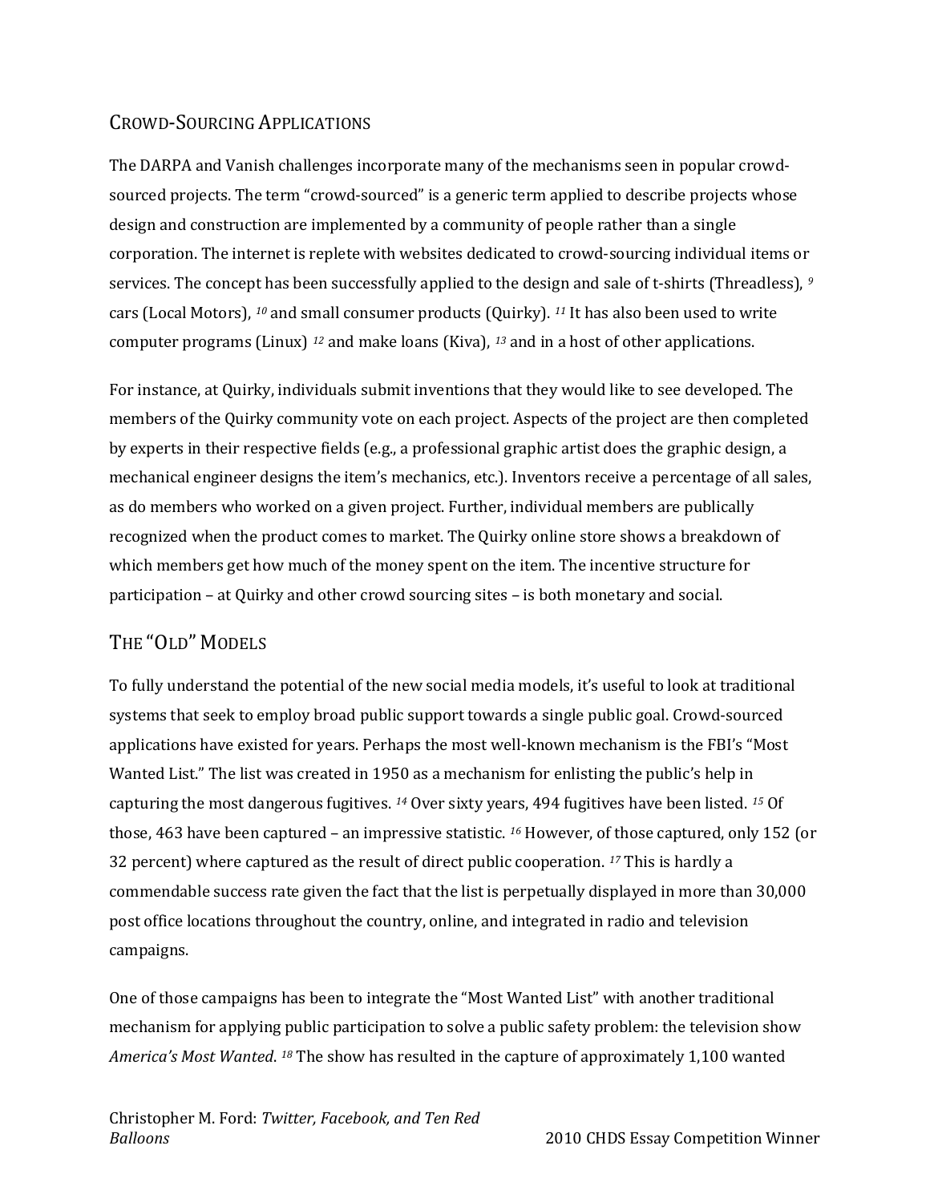## Crowd-Sourcing Applications

The DARPA and Vanish challenges incorporate many of the mechanisms seen in popular crowd-sourced projects. The term "crowd-sourced" is a generic term applied to describe projects whose design and construction are implemented by a community of people rather than a single corporation. The internet is replete with websites dedicated to crowd-sourcing individual items or services. The concept has been successfully applied to the design and sale of t-shirts (Threadless), [9] cars (Local Motors), [10] and small consumer products (Quirky). [11] It has also been used to write computer programs (Linux) [12] and make loans (Kiva), [13] and in a host of other applications.

For instance, at Quirky, individuals submit inventions that they would like to see developed. The members of the Quirky community vote on each project. Aspects of the project are then completed by experts in their respective fields (e.g., a professional graphic artist does the graphic design, a mechanical engineer designs the item's mechanics, etc.). Inventors receive a percentage of all sales, as do members who worked on a given project. Further, individual members are publically recognized when the product comes to market. The Quirky online store shows a breakdown of which members get how much of the money spent on the item. The incentive structure for participation – at Quirky and other crowd sourcing sites – is both monetary and social.

## The "Old" Models

To fully understand the potential of the new social media models, it's useful to look at traditional systems that seek to employ broad public support towards a single public goal. Crowd-sourced applications have existed for years. Perhaps the most well-known mechanism is the FBI's "Most Wanted List." The list was created in 1950 as a mechanism for enlisting the public's help in capturing the most dangerous fugitives. [14] Over sixty years, 494 fugitives have been listed. [15] Of those, 463 have been captured – an impressive statistic. [16] However, of those captured, only 152 (or 32 percent) where captured as the result of direct public cooperation. [17] This is hardly a commendable success rate given the fact that the list is perpetually displayed in more than 30,000 post office locations throughout the country, online, and integrated in radio and television campaigns.

One of those campaigns has been to integrate the "Most Wanted List" with another traditional mechanism for applying public participation to solve a public safety problem: the television show *America's Most Wanted*. [18] The show has resulted in the capture of approximately 1,100 wanted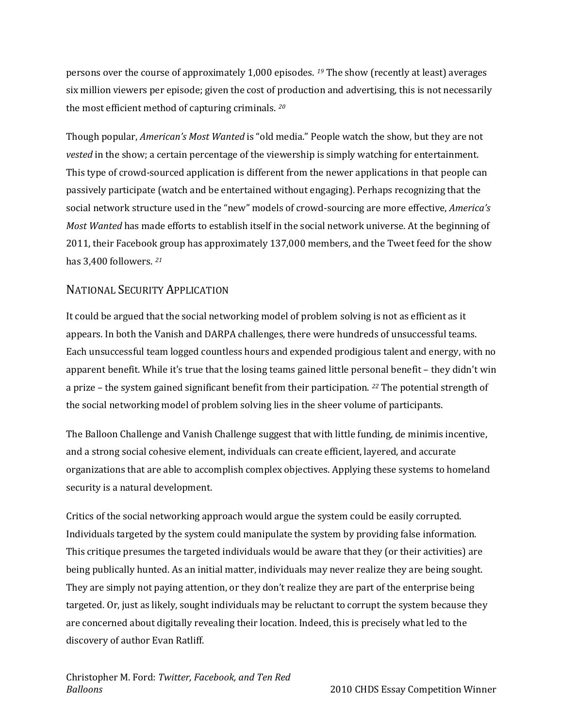persons over the course of approximately 1,000 episodes. [19] The show (recently at least) averages six million viewers per episode; given the cost of production and advertising, this is not necessarily the most efficient method of capturing criminals. [20]

Though popular, *American's Most Wanted* is "old media." People watch the show, but they are not *vested* in the show; a certain percentage of the viewership is simply watching for entertainment. This type of crowd-sourced application is different from the newer applications in that people can passively participate (watch and be entertained without engaging). Perhaps recognizing that the social network structure used in the "new" models of crowd-sourcing are more effective, *America's Most Wanted* has made efforts to establish itself in the social network universe. At the beginning of 2011, their Facebook group has approximately 137,000 members, and the Tweet feed for the show has 3,400 followers. [21]

## National Security Application

It could be argued that the social networking model of problem solving is not as efficient as it appears. In both the Vanish and DARPA challenges, there were hundreds of unsuccessful teams. Each unsuccessful team logged countless hours and expended prodigious talent and energy, with no apparent benefit. While it's true that the losing teams gained little personal benefit – they didn't win a prize – the system gained significant benefit from their participation. [22] The potential strength of the social networking model of problem solving lies in the sheer volume of participants.

The Balloon Challenge and Vanish Challenge suggest that with little funding, de minimis incentive, and a strong social cohesive element, individuals can create efficient, layered, and accurate organizations that are able to accomplish complex objectives. Applying these systems to homeland security is a natural development.

Critics of the social networking approach would argue the system could be easily corrupted. Individuals targeted by the system could manipulate the system by providing false information. This critique presumes the targeted individuals would be aware that they (or their activities) are being publically hunted. As an initial matter, individuals may never realize they are being sought. They are simply not paying attention, or they don't realize they are part of the enterprise being targeted. Or, just as likely, sought individuals may be reluctant to corrupt the system because they are concerned about digitally revealing their location. Indeed, this is precisely what led to the discovery of author Evan Ratliff.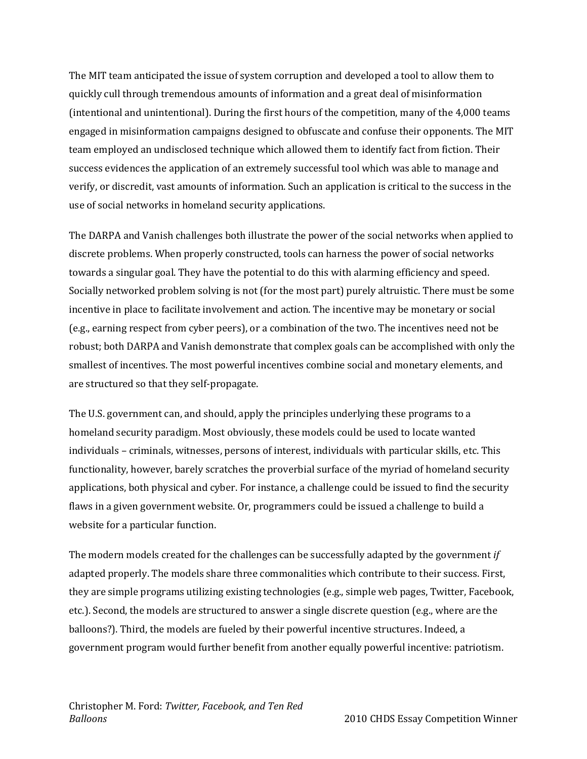The MIT team anticipated the issue of system corruption and developed a tool to allow them to quickly cull through tremendous amounts of information and a great deal of misinformation (intentional and unintentional). During the first hours of the competition, many of the 4,000 teams engaged in misinformation campaigns designed to obfuscate and confuse their opponents. The MIT team employed an undisclosed technique which allowed them to identify fact from fiction. Their success evidences the application of an extremely successful tool which was able to manage and verify, or discredit, vast amounts of information. Such an application is critical to the success in the use of social networks in homeland security applications.

The DARPA and Vanish challenges both illustrate the power of the social networks when applied to discrete problems. When properly constructed, tools can harness the power of social networks towards a singular goal. They have the potential to do this with alarming efficiency and speed. Socially networked problem solving is not (for the most part) purely altruistic. There must be some incentive in place to facilitate involvement and action. The incentive may be monetary or social (e.g., earning respect from cyber peers), or a combination of the two. The incentives need not be robust; both DARPA and Vanish demonstrate that complex goals can be accomplished with only the smallest of incentives. The most powerful incentives combine social and monetary elements, and are structured so that they self-propagate.

The U.S. government can, and should, apply the principles underlying these programs to a homeland security paradigm. Most obviously, these models could be used to locate wanted individuals – criminals, witnesses, persons of interest, individuals with particular skills, etc. This functionality, however, barely scratches the proverbial surface of the myriad of homeland security applications, both physical and cyber. For instance, a challenge could be issued to find the security flaws in a given government website. Or, programmers could be issued a challenge to build a website for a particular function.

The modern models created for the challenges can be successfully adapted by the government *if* adapted properly. The models share three commonalities which contribute to their success. First, they are simple programs utilizing existing technologies (e.g., simple web pages, Twitter, Facebook, etc.). Second, the models are structured to answer a single discrete question (e.g., where are the balloons?). Third, the models are fueled by their powerful incentive structures. Indeed, a government program would further benefit from another equally powerful incentive: patriotism.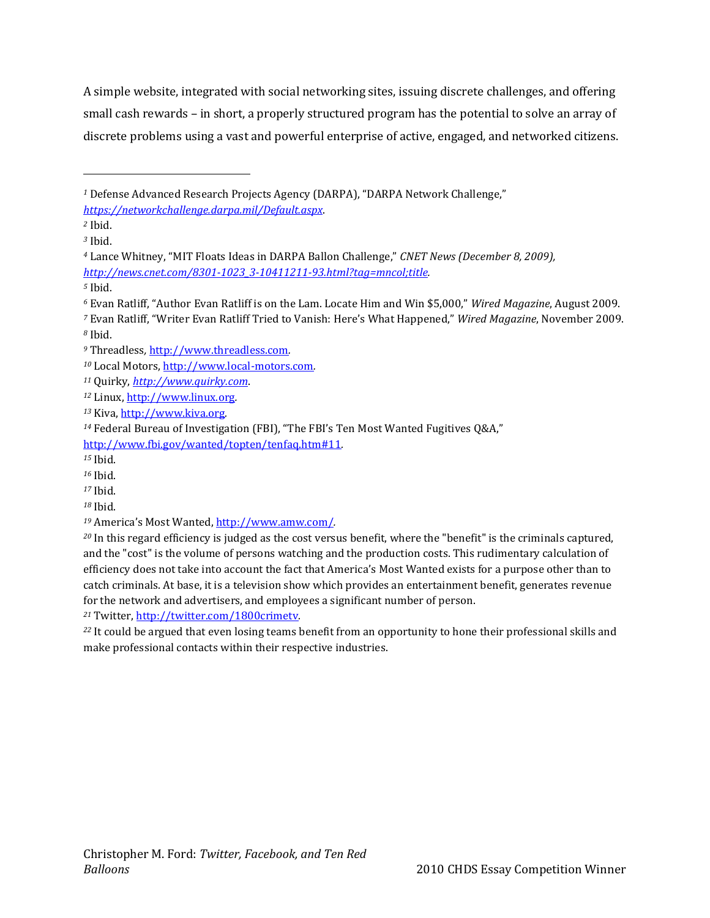A simple website, integrated with social networking sites, issuing discrete challenges, and offering small cash rewards – in short, a properly structured program has the potential to solve an array of discrete problems using a vast and powerful enterprise of active, engaged, and networked citizens.

---

[1] Defense Advanced Research Projects Agency (DARPA), "DARPA Network Challenge," *https://networkchallenge.darpa.mil/Default.aspx*.

[2] Ibid.

[3] Ibid.

[4] Lance Whitney, "MIT Floats Ideas in DARPA Ballon Challenge," *CNET News (December 8, 2009), http://news.cnet.com/8301-1023_3-10411211-93.html?tag=mncol;title.*

[5] Ibid.

[6] Evan Ratliff, "Author Evan Ratliff is on the Lam. Locate Him and Win $5,000," *Wired Magazine*, August 2009.

[7] Evan Ratliff, "Writer Evan Ratliff Tried to Vanish: Here's What Happened," *Wired Magazine*, November 2009.

[8] Ibid.

[9] Threadless*,* http://www.threadless.com.

[10] Local Motors, http://www.local-motors.com.

[11] Quirky, *http://www.quirky.com*.

[12] Linux, http://www.linux.org.

[13] Kiva, http://www.kiva.org.

[14] Federal Bureau of Investigation (FBI), "The FBI's Ten Most Wanted Fugitives Q&A," http://www.fbi.gov/wanted/topten/tenfaq.htm#11.

[15] Ibid.

[16] Ibid.

[17] Ibid.

[18] Ibid.

[19] America's Most Wanted, http://www.amw.com/.

[20] In this regard efficiency is judged as the cost versus benefit, where the "benefit" is the criminals captured, and the "cost" is the volume of persons watching and the production costs. This rudimentary calculation of efficiency does not take into account the fact that America's Most Wanted exists for a purpose other than to catch criminals. At base, it is a television show which provides an entertainment benefit, generates revenue for the network and advertisers, and employees a significant number of person.

[21] Twitter, http://twitter.com/1800crimetv.

[22] It could be argued that even losing teams benefit from an opportunity to hone their professional skills and make professional contacts within their respective industries.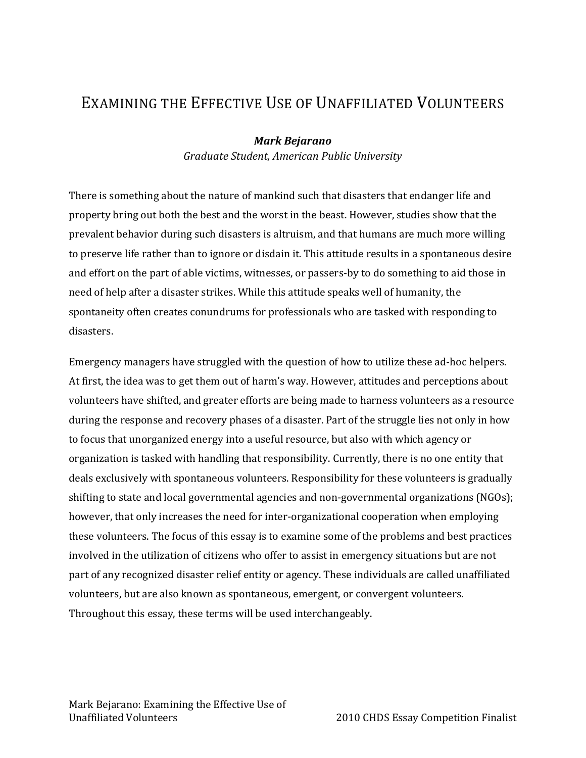# Examining the Effective Use of Unaffiliated Volunteers

***Mark Bejarano***

*Graduate Student, American Public University*

There is something about the nature of mankind such that disasters that endanger life and property bring out both the best and the worst in the beast. However, studies show that the prevalent behavior during such disasters is altruism, and that humans are much more willing to preserve life rather than to ignore or disdain it. This attitude results in a spontaneous desire and effort on the part of able victims, witnesses, or passers-by to do something to aid those in need of help after a disaster strikes. While this attitude speaks well of humanity, the spontaneity often creates conundrums for professionals who are tasked with responding to disasters.

Emergency managers have struggled with the question of how to utilize these ad-hoc helpers. At first, the idea was to get them out of harm's way. However, attitudes and perceptions about volunteers have shifted, and greater efforts are being made to harness volunteers as a resource during the response and recovery phases of a disaster. Part of the struggle lies not only in how to focus that unorganized energy into a useful resource, but also with which agency or organization is tasked with handling that responsibility. Currently, there is no one entity that deals exclusively with spontaneous volunteers. Responsibility for these volunteers is gradually shifting to state and local governmental agencies and non-governmental organizations (NGOs); however, that only increases the need for inter-organizational cooperation when employing these volunteers. The focus of this essay is to examine some of the problems and best practices involved in the utilization of citizens who offer to assist in emergency situations but are not part of any recognized disaster relief entity or agency. These individuals are called unaffiliated volunteers, but are also known as spontaneous, emergent, or convergent volunteers. Throughout this essay, these terms will be used interchangeably.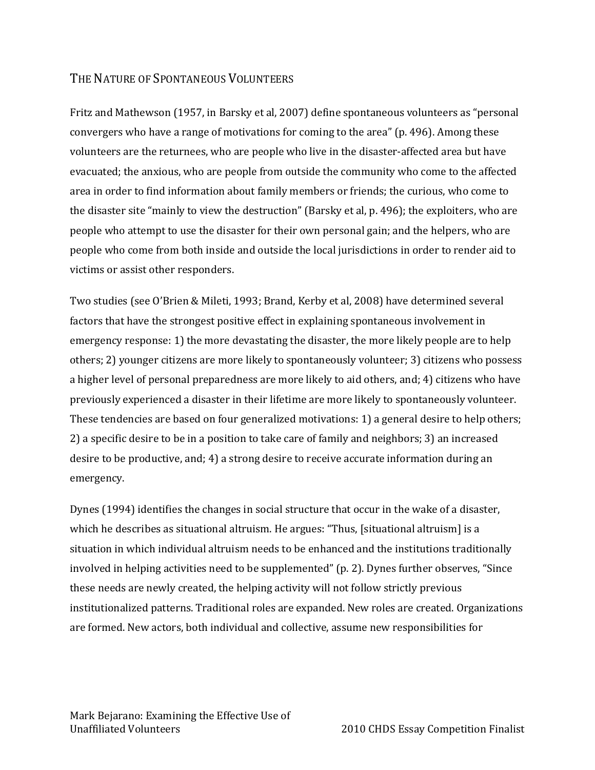## The Nature of Spontaneous Volunteers

Fritz and Mathewson (1957, in Barsky et al, 2007) define spontaneous volunteers as "personal convergers who have a range of motivations for coming to the area" (p. 496). Among these volunteers are the returnees, who are people who live in the disaster-affected area but have evacuated; the anxious, who are people from outside the community who come to the affected area in order to find information about family members or friends; the curious, who come to the disaster site "mainly to view the destruction" (Barsky et al, p. 496); the exploiters, who are people who attempt to use the disaster for their own personal gain; and the helpers, who are people who come from both inside and outside the local jurisdictions in order to render aid to victims or assist other responders.

Two studies (see O'Brien & Mileti, 1993; Brand, Kerby et al, 2008) have determined several factors that have the strongest positive effect in explaining spontaneous involvement in emergency response: 1) the more devastating the disaster, the more likely people are to help others; 2) younger citizens are more likely to spontaneously volunteer; 3) citizens who possess a higher level of personal preparedness are more likely to aid others, and; 4) citizens who have previously experienced a disaster in their lifetime are more likely to spontaneously volunteer. These tendencies are based on four generalized motivations: 1) a general desire to help others; 2) a specific desire to be in a position to take care of family and neighbors; 3) an increased desire to be productive, and; 4) a strong desire to receive accurate information during an emergency.

Dynes (1994) identifies the changes in social structure that occur in the wake of a disaster, which he describes as situational altruism. He argues: "Thus, [situational altruism] is a situation in which individual altruism needs to be enhanced and the institutions traditionally involved in helping activities need to be supplemented" (p. 2). Dynes further observes, "Since these needs are newly created, the helping activity will not follow strictly previous institutionalized patterns. Traditional roles are expanded. New roles are created. Organizations are formed. New actors, both individual and collective, assume new responsibilities for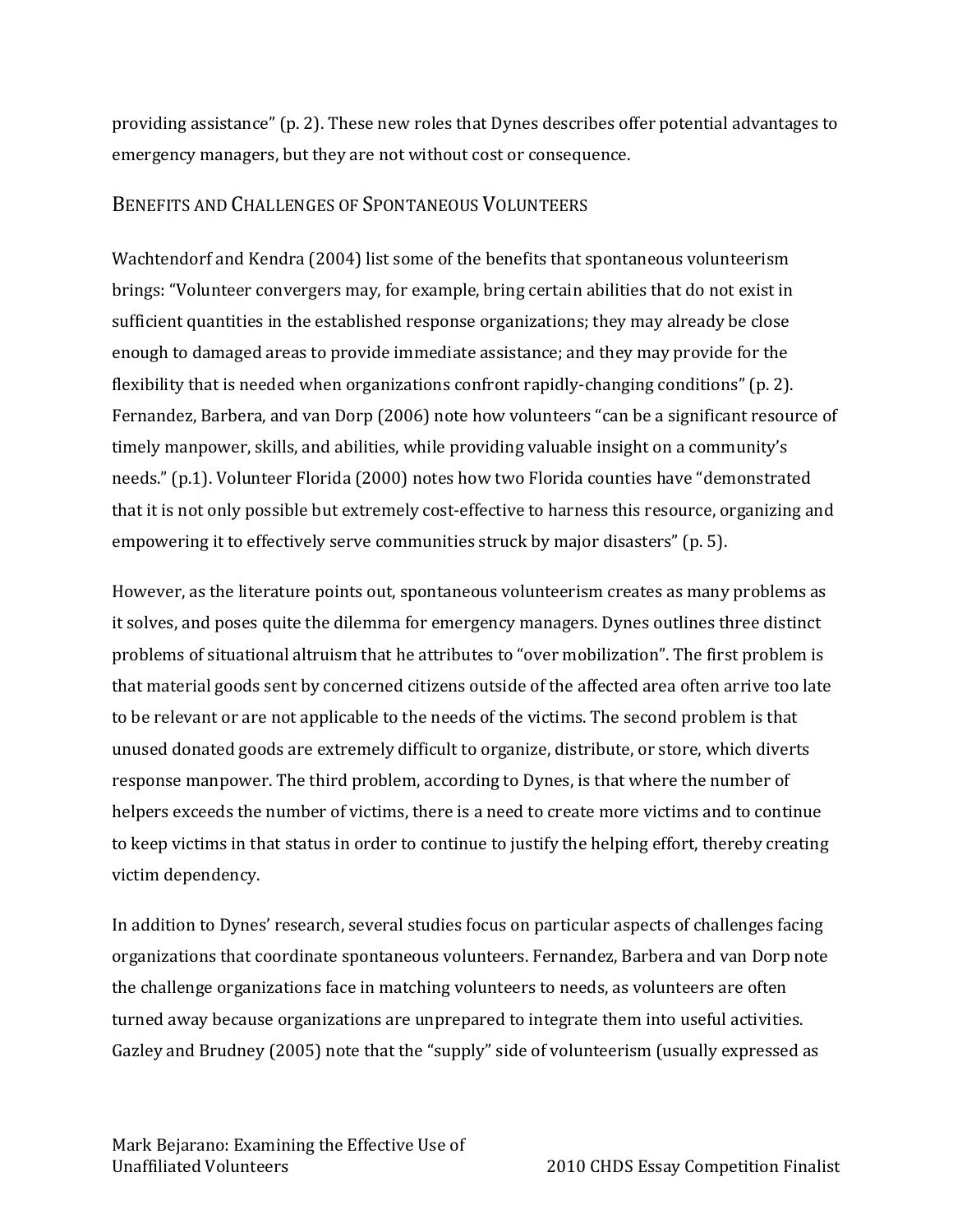providing assistance" (p. 2). These new roles that Dynes describes offer potential advantages to emergency managers, but they are not without cost or consequence.

## Benefits and Challenges of Spontaneous Volunteers

Wachtendorf and Kendra (2004) list some of the benefits that spontaneous volunteerism brings: "Volunteer convergers may, for example, bring certain abilities that do not exist in sufficient quantities in the established response organizations; they may already be close enough to damaged areas to provide immediate assistance; and they may provide for the flexibility that is needed when organizations confront rapidly-changing conditions" (p. 2). Fernandez, Barbera, and van Dorp (2006) note how volunteers "can be a significant resource of timely manpower, skills, and abilities, while providing valuable insight on a community's needs." (p.1). Volunteer Florida (2000) notes how two Florida counties have "demonstrated that it is not only possible but extremely cost-effective to harness this resource, organizing and empowering it to effectively serve communities struck by major disasters" (p. 5).

However, as the literature points out, spontaneous volunteerism creates as many problems as it solves, and poses quite the dilemma for emergency managers. Dynes outlines three distinct problems of situational altruism that he attributes to "over mobilization". The first problem is that material goods sent by concerned citizens outside of the affected area often arrive too late to be relevant or are not applicable to the needs of the victims. The second problem is that unused donated goods are extremely difficult to organize, distribute, or store, which diverts response manpower. The third problem, according to Dynes, is that where the number of helpers exceeds the number of victims, there is a need to create more victims and to continue to keep victims in that status in order to continue to justify the helping effort, thereby creating victim dependency.

In addition to Dynes' research, several studies focus on particular aspects of challenges facing organizations that coordinate spontaneous volunteers. Fernandez, Barbera and van Dorp note the challenge organizations face in matching volunteers to needs, as volunteers are often turned away because organizations are unprepared to integrate them into useful activities. Gazley and Brudney (2005) note that the "supply" side of volunteerism (usually expressed as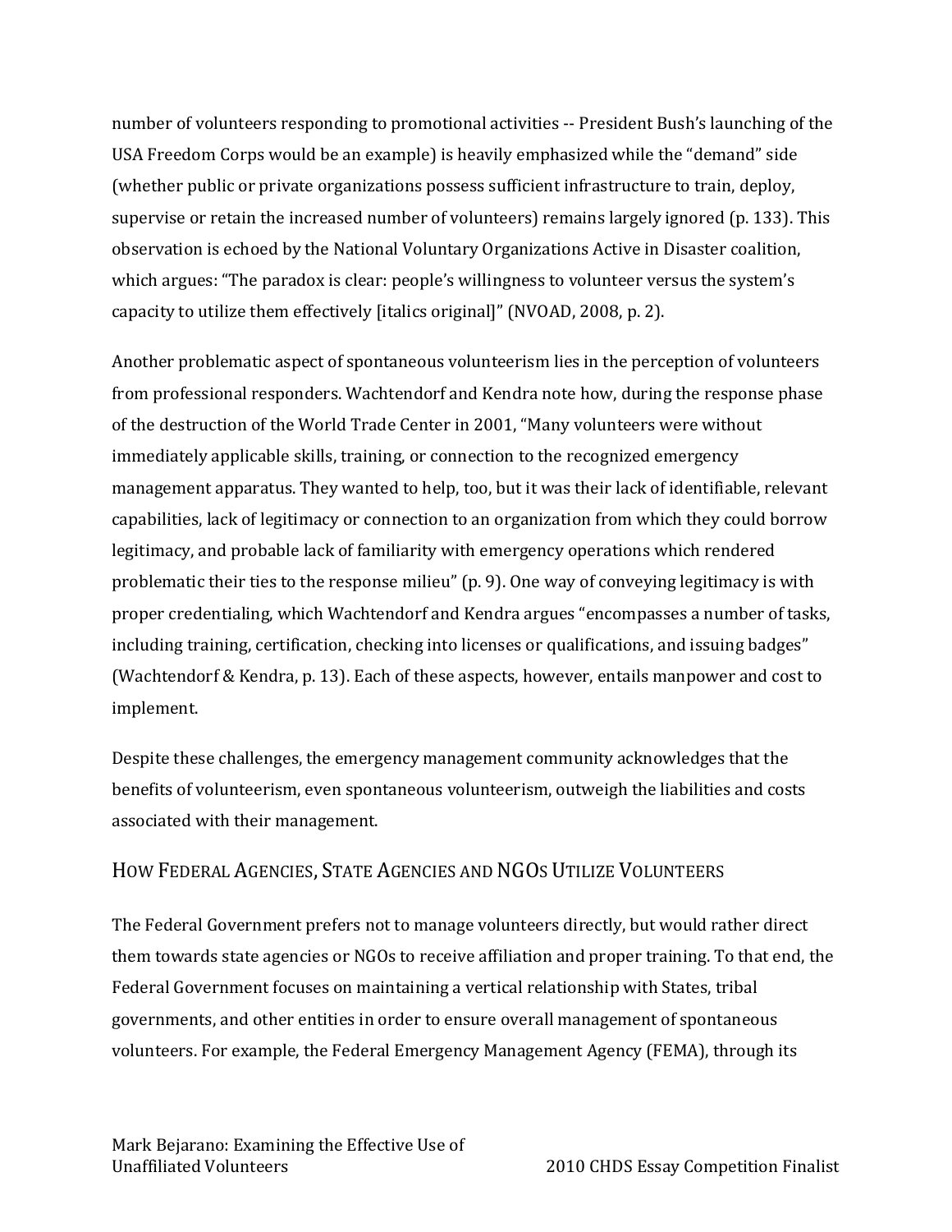number of volunteers responding to promotional activities -- President Bush's launching of the USA Freedom Corps would be an example) is heavily emphasized while the "demand" side (whether public or private organizations possess sufficient infrastructure to train, deploy, supervise or retain the increased number of volunteers) remains largely ignored (p. 133). This observation is echoed by the National Voluntary Organizations Active in Disaster coalition, which argues: "The paradox is clear: people's willingness to volunteer versus the system's capacity to utilize them effectively [italics original]" (NVOAD, 2008, p. 2).

Another problematic aspect of spontaneous volunteerism lies in the perception of volunteers from professional responders. Wachtendorf and Kendra note how, during the response phase of the destruction of the World Trade Center in 2001, "Many volunteers were without immediately applicable skills, training, or connection to the recognized emergency management apparatus. They wanted to help, too, but it was their lack of identifiable, relevant capabilities, lack of legitimacy or connection to an organization from which they could borrow legitimacy, and probable lack of familiarity with emergency operations which rendered problematic their ties to the response milieu" (p. 9). One way of conveying legitimacy is with proper credentialing, which Wachtendorf and Kendra argues "encompasses a number of tasks, including training, certification, checking into licenses or qualifications, and issuing badges" (Wachtendorf & Kendra, p. 13). Each of these aspects, however, entails manpower and cost to implement.

Despite these challenges, the emergency management community acknowledges that the benefits of volunteerism, even spontaneous volunteerism, outweigh the liabilities and costs associated with their management.

## How Federal Agencies, State Agencies and NGOs Utilize Volunteers

The Federal Government prefers not to manage volunteers directly, but would rather direct them towards state agencies or NGOs to receive affiliation and proper training. To that end, the Federal Government focuses on maintaining a vertical relationship with States, tribal governments, and other entities in order to ensure overall management of spontaneous volunteers. For example, the Federal Emergency Management Agency (FEMA), through its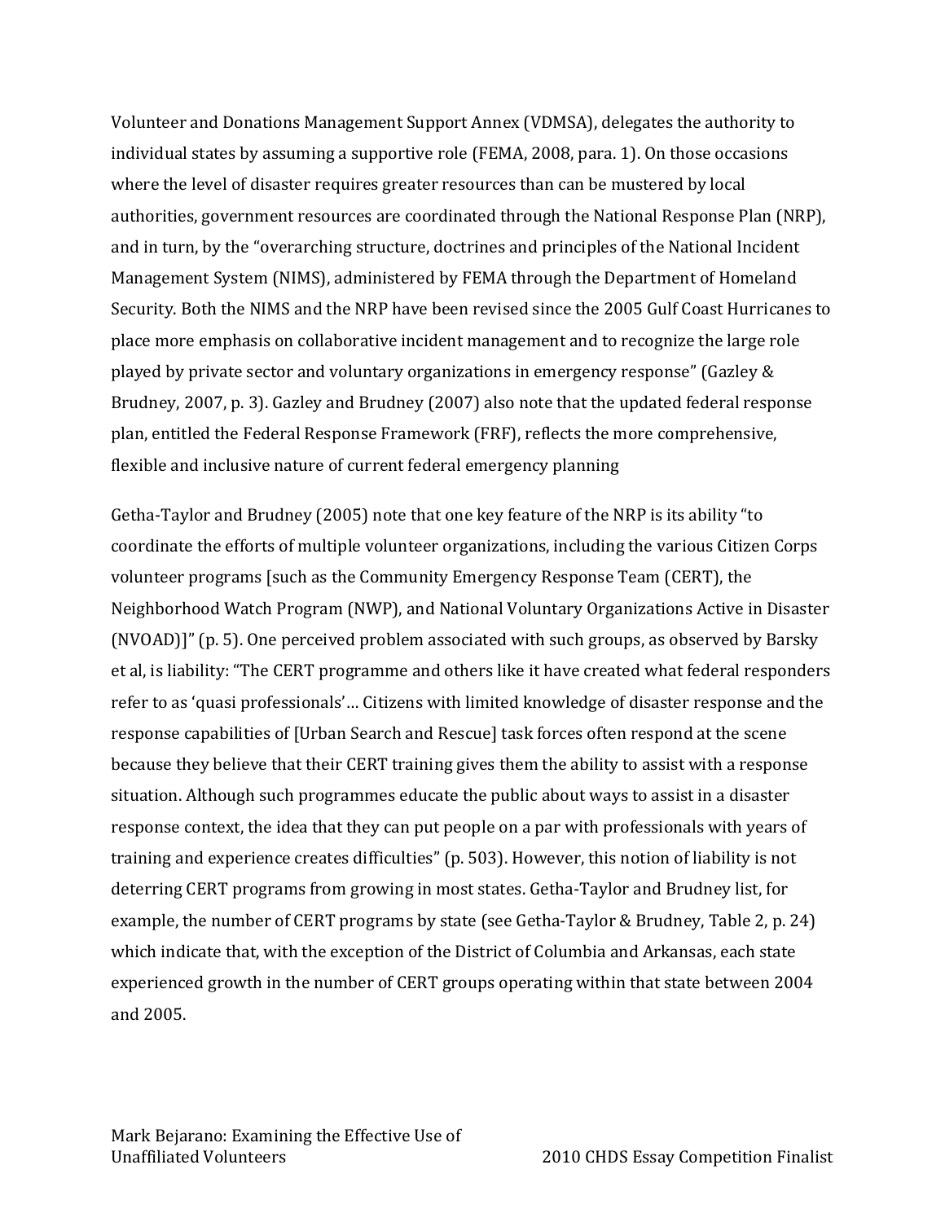Volunteer and Donations Management Support Annex (VDMSA), delegates the authority to individual states by assuming a supportive role (FEMA, 2008, para. 1). On those occasions where the level of disaster requires greater resources than can be mustered by local authorities, government resources are coordinated through the National Response Plan (NRP), and in turn, by the "overarching structure, doctrines and principles of the National Incident Management System (NIMS), administered by FEMA through the Department of Homeland Security. Both the NIMS and the NRP have been revised since the 2005 Gulf Coast Hurricanes to place more emphasis on collaborative incident management and to recognize the large role played by private sector and voluntary organizations in emergency response" (Gazley & Brudney, 2007, p. 3). Gazley and Brudney (2007) also note that the updated federal response plan, entitled the Federal Response Framework (FRF), reflects the more comprehensive, flexible and inclusive nature of current federal emergency planning

Getha-Taylor and Brudney (2005) note that one key feature of the NRP is its ability "to coordinate the efforts of multiple volunteer organizations, including the various Citizen Corps volunteer programs [such as the Community Emergency Response Team (CERT), the Neighborhood Watch Program (NWP), and National Voluntary Organizations Active in Disaster (NVOAD)]" (p. 5). One perceived problem associated with such groups, as observed by Barsky et al, is liability: "The CERT programme and others like it have created what federal responders refer to as 'quasi professionals'… Citizens with limited knowledge of disaster response and the response capabilities of [Urban Search and Rescue] task forces often respond at the scene because they believe that their CERT training gives them the ability to assist with a response situation. Although such programmes educate the public about ways to assist in a disaster response context, the idea that they can put people on a par with professionals with years of training and experience creates difficulties" (p. 503). However, this notion of liability is not deterring CERT programs from growing in most states. Getha-Taylor and Brudney list, for example, the number of CERT programs by state (see Getha-Taylor & Brudney, Table 2, p. 24) which indicate that, with the exception of the District of Columbia and Arkansas, each state experienced growth in the number of CERT groups operating within that state between 2004 and 2005.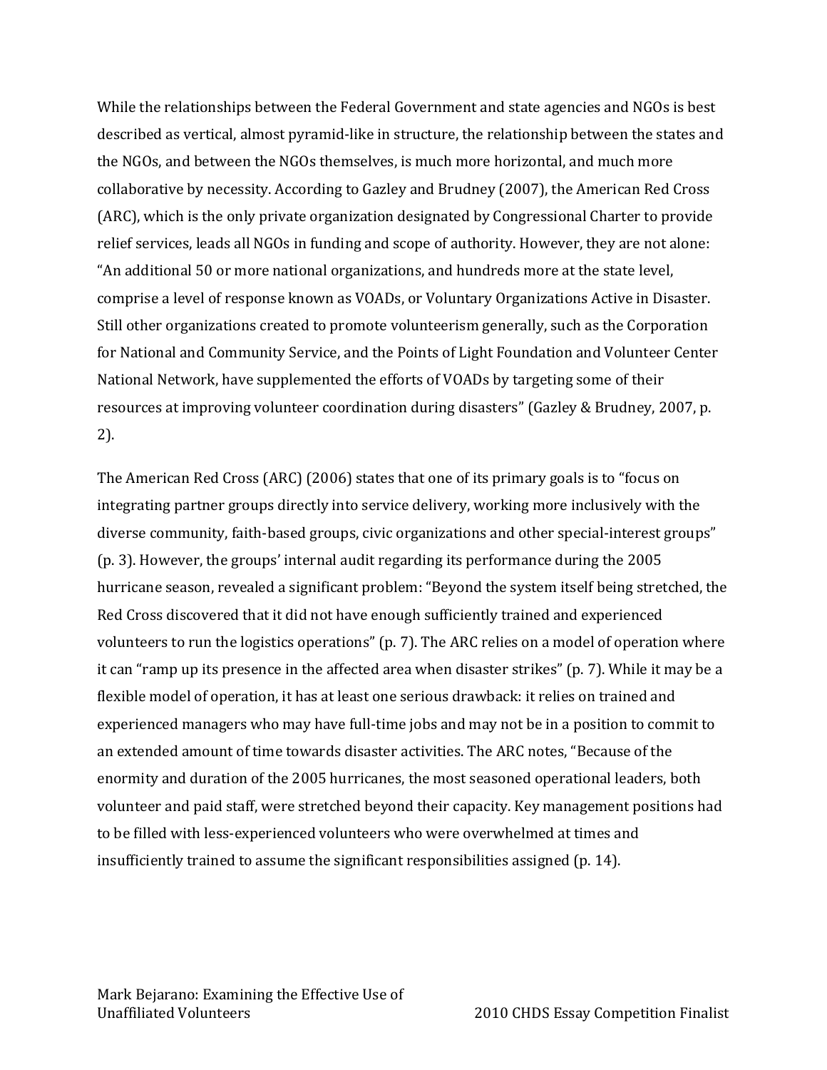While the relationships between the Federal Government and state agencies and NGOs is best described as vertical, almost pyramid-like in structure, the relationship between the states and the NGOs, and between the NGOs themselves, is much more horizontal, and much more collaborative by necessity. According to Gazley and Brudney (2007), the American Red Cross (ARC), which is the only private organization designated by Congressional Charter to provide relief services, leads all NGOs in funding and scope of authority. However, they are not alone: "An additional 50 or more national organizations, and hundreds more at the state level, comprise a level of response known as VOADs, or Voluntary Organizations Active in Disaster. Still other organizations created to promote volunteerism generally, such as the Corporation for National and Community Service, and the Points of Light Foundation and Volunteer Center National Network, have supplemented the efforts of VOADs by targeting some of their resources at improving volunteer coordination during disasters" (Gazley & Brudney, 2007, p. 2).

The American Red Cross (ARC) (2006) states that one of its primary goals is to "focus on integrating partner groups directly into service delivery, working more inclusively with the diverse community, faith-based groups, civic organizations and other special-interest groups" (p. 3). However, the groups' internal audit regarding its performance during the 2005 hurricane season, revealed a significant problem: "Beyond the system itself being stretched, the Red Cross discovered that it did not have enough sufficiently trained and experienced volunteers to run the logistics operations" (p. 7). The ARC relies on a model of operation where it can "ramp up its presence in the affected area when disaster strikes" (p. 7). While it may be a flexible model of operation, it has at least one serious drawback: it relies on trained and experienced managers who may have full-time jobs and may not be in a position to commit to an extended amount of time towards disaster activities. The ARC notes, "Because of the enormity and duration of the 2005 hurricanes, the most seasoned operational leaders, both volunteer and paid staff, were stretched beyond their capacity. Key management positions had to be filled with less-experienced volunteers who were overwhelmed at times and insufficiently trained to assume the significant responsibilities assigned (p. 14).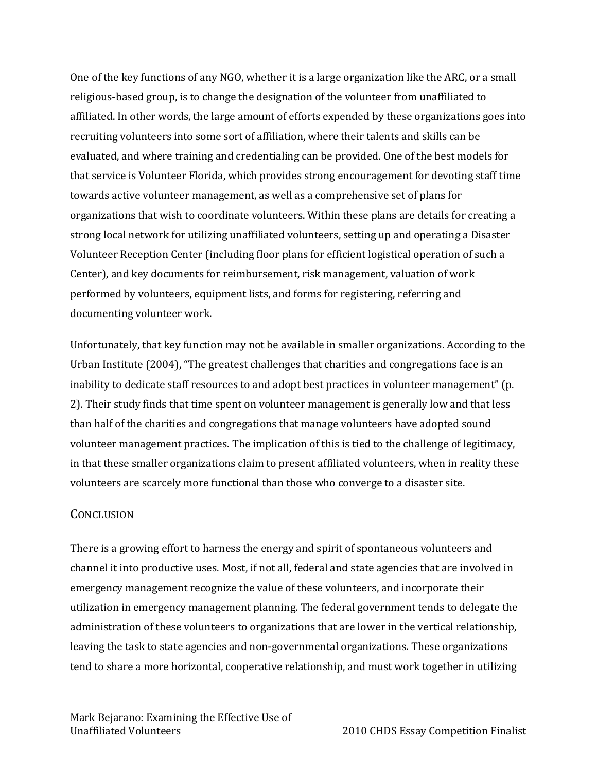One of the key functions of any NGO, whether it is a large organization like the ARC, or a small religious-based group, is to change the designation of the volunteer from unaffiliated to affiliated. In other words, the large amount of efforts expended by these organizations goes into recruiting volunteers into some sort of affiliation, where their talents and skills can be evaluated, and where training and credentialing can be provided. One of the best models for that service is Volunteer Florida, which provides strong encouragement for devoting staff time towards active volunteer management, as well as a comprehensive set of plans for organizations that wish to coordinate volunteers. Within these plans are details for creating a strong local network for utilizing unaffiliated volunteers, setting up and operating a Disaster Volunteer Reception Center (including floor plans for efficient logistical operation of such a Center), and key documents for reimbursement, risk management, valuation of work performed by volunteers, equipment lists, and forms for registering, referring and documenting volunteer work.

Unfortunately, that key function may not be available in smaller organizations. According to the Urban Institute (2004), "The greatest challenges that charities and congregations face is an inability to dedicate staff resources to and adopt best practices in volunteer management" (p. 2). Their study finds that time spent on volunteer management is generally low and that less than half of the charities and congregations that manage volunteers have adopted sound volunteer management practices. The implication of this is tied to the challenge of legitimacy, in that these smaller organizations claim to present affiliated volunteers, when in reality these volunteers are scarcely more functional than those who converge to a disaster site.

## Conclusion

There is a growing effort to harness the energy and spirit of spontaneous volunteers and channel it into productive uses. Most, if not all, federal and state agencies that are involved in emergency management recognize the value of these volunteers, and incorporate their utilization in emergency management planning. The federal government tends to delegate the administration of these volunteers to organizations that are lower in the vertical relationship, leaving the task to state agencies and non-governmental organizations. These organizations tend to share a more horizontal, cooperative relationship, and must work together in utilizing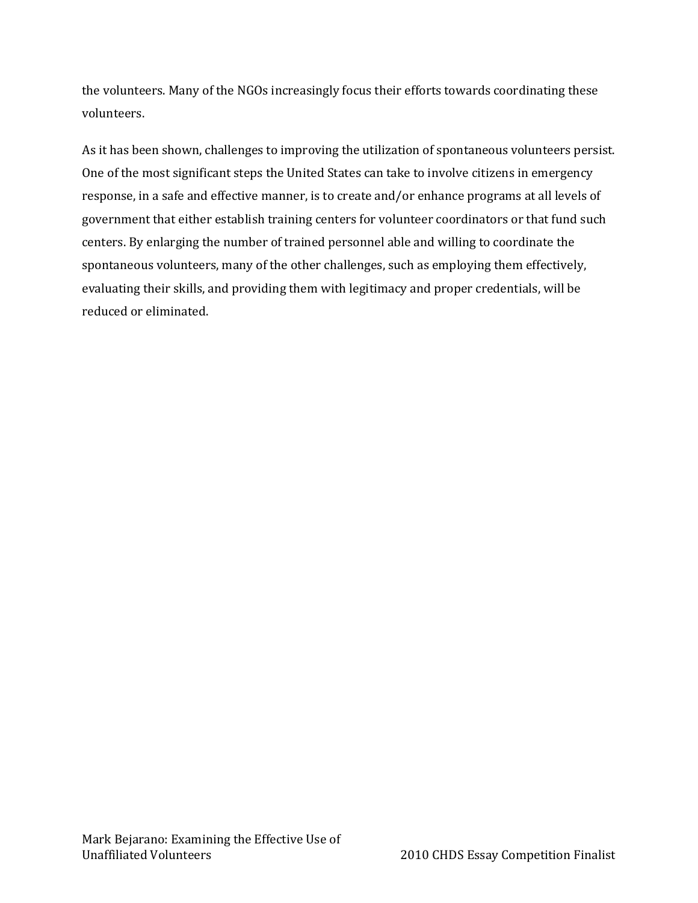the volunteers. Many of the NGOs increasingly focus their efforts towards coordinating these volunteers.

As it has been shown, challenges to improving the utilization of spontaneous volunteers persist. One of the most significant steps the United States can take to involve citizens in emergency response, in a safe and effective manner, is to create and/or enhance programs at all levels of government that either establish training centers for volunteer coordinators or that fund such centers. By enlarging the number of trained personnel able and willing to coordinate the spontaneous volunteers, many of the other challenges, such as employing them effectively, evaluating their skills, and providing them with legitimacy and proper credentials, will be reduced or eliminated.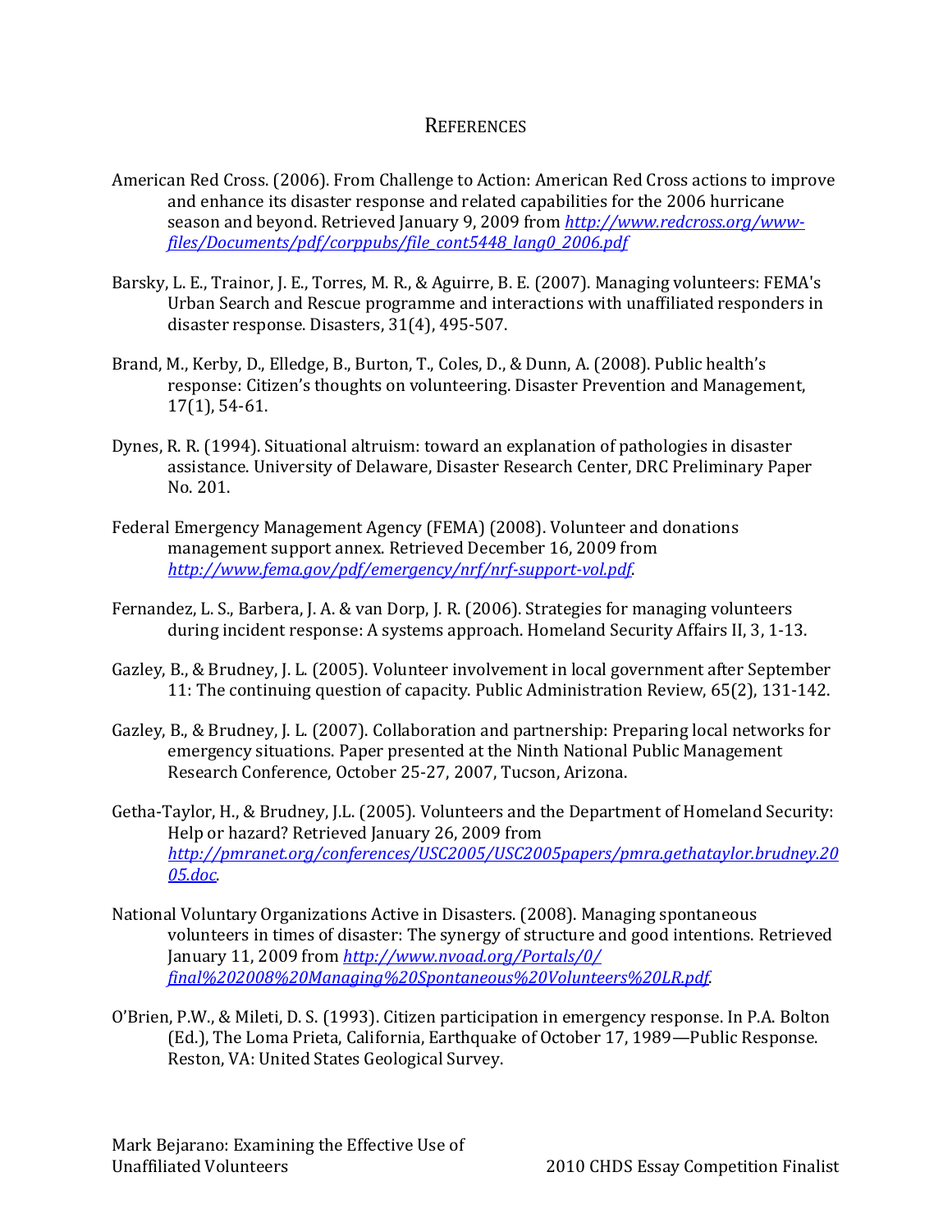# References

American Red Cross. (2006). From Challenge to Action: American Red Cross actions to improve and enhance its disaster response and related capabilities for the 2006 hurricane season and beyond. Retrieved January 9, 2009 from *http://www.redcross.org/www-files/Documents/pdf/corppubs/file_cont5448_lang0_2006.pdf*

Barsky, L. E., Trainor, J. E., Torres, M. R., & Aguirre, B. E. (2007). Managing volunteers: FEMA's Urban Search and Rescue programme and interactions with unaffiliated responders in disaster response. Disasters, 31(4), 495-507.

Brand, M., Kerby, D., Elledge, B., Burton, T., Coles, D., & Dunn, A. (2008). Public health's response: Citizen's thoughts on volunteering. Disaster Prevention and Management, 17(1), 54-61.

Dynes, R. R. (1994). Situational altruism: toward an explanation of pathologies in disaster assistance. University of Delaware, Disaster Research Center, DRC Preliminary Paper No. 201.

Federal Emergency Management Agency (FEMA) (2008). Volunteer and donations management support annex. Retrieved December 16, 2009 from *http://www.fema.gov/pdf/emergency/nrf/nrf-support-vol.pdf*.

Fernandez, L. S., Barbera, J. A. & van Dorp, J. R. (2006). Strategies for managing volunteers during incident response: A systems approach. Homeland Security Affairs II, 3, 1-13.

Gazley, B., & Brudney, J. L. (2005). Volunteer involvement in local government after September 11: The continuing question of capacity. Public Administration Review, 65(2), 131-142.

Gazley, B., & Brudney, J. L. (2007). Collaboration and partnership: Preparing local networks for emergency situations. Paper presented at the Ninth National Public Management Research Conference, October 25-27, 2007, Tucson, Arizona.

Getha-Taylor, H., & Brudney, J.L. (2005). Volunteers and the Department of Homeland Security: Help or hazard? Retrieved January 26, 2009 from *http://pmranet.org/conferences/USC2005/USC2005papers/pmra.gethataylor.brudney.2005.doc*.

National Voluntary Organizations Active in Disasters. (2008). Managing spontaneous volunteers in times of disaster: The synergy of structure and good intentions. Retrieved January 11, 2009 from *http://www.nvoad.org/Portals/0/final%202008%20Managing%20Spontaneous%20Volunteers%20LR.pdf*.

O'Brien, P.W., & Mileti, D. S. (1993). Citizen participation in emergency response. In P.A. Bolton (Ed.), The Loma Prieta, California, Earthquake of October 17, 1989—Public Response. Reston, VA: United States Geological Survey.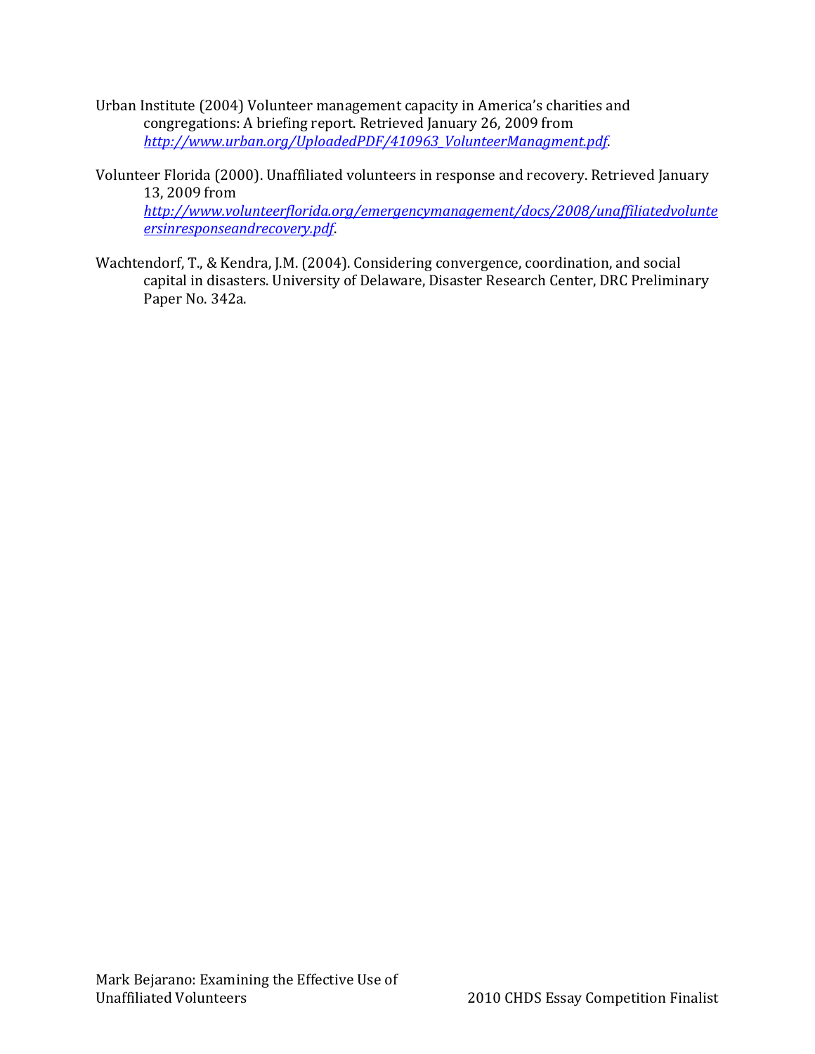Urban Institute (2004) Volunteer management capacity in America's charities and congregations: A briefing report. Retrieved January 26, 2009 from *http://www.urban.org/UploadedPDF/410963_VolunteerManagment.pdf*.

Volunteer Florida (2000). Unaffiliated volunteers in response and recovery. Retrieved January 13, 2009 from *http://www.volunteerflorida.org/emergencymanagement/docs/2008/unaffiliatedvolunteersinresponseandrecovery.pdf*.

Wachtendorf, T., & Kendra, J.M. (2004). Considering convergence, coordination, and social capital in disasters. University of Delaware, Disaster Research Center, DRC Preliminary Paper No. 342a.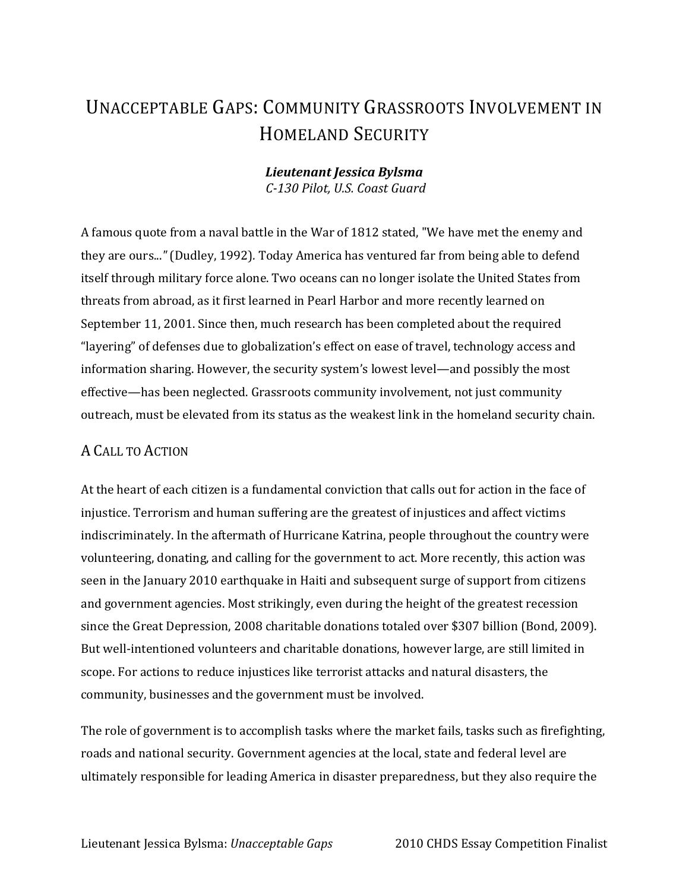# Unacceptable Gaps: Community Grassroots Involvement in Homeland Security

***Lieutenant Jessica Bylsma***
*C-130 Pilot, U.S. Coast Guard*

A famous quote from a naval battle in the War of 1812 stated, "We have met the enemy and they are ours..." (Dudley, 1992). Today America has ventured far from being able to defend itself through military force alone. Two oceans can no longer isolate the United States from threats from abroad, as it first learned in Pearl Harbor and more recently learned on September 11, 2001. Since then, much research has been completed about the required "layering" of defenses due to globalization's effect on ease of travel, technology access and information sharing. However, the security system's lowest level—and possibly the most effective—has been neglected. Grassroots community involvement, not just community outreach, must be elevated from its status as the weakest link in the homeland security chain.

## A Call to Action

At the heart of each citizen is a fundamental conviction that calls out for action in the face of injustice. Terrorism and human suffering are the greatest of injustices and affect victims indiscriminately. In the aftermath of Hurricane Katrina, people throughout the country were volunteering, donating, and calling for the government to act. More recently, this action was seen in the January 2010 earthquake in Haiti and subsequent surge of support from citizens and government agencies. Most strikingly, even during the height of the greatest recession since the Great Depression, 2008 charitable donations totaled over $307 billion (Bond, 2009). But well-intentioned volunteers and charitable donations, however large, are still limited in scope. For actions to reduce injustices like terrorist attacks and natural disasters, the community, businesses and the government must be involved.

The role of government is to accomplish tasks where the market fails, tasks such as firefighting, roads and national security. Government agencies at the local, state and federal level are ultimately responsible for leading America in disaster preparedness, but they also require the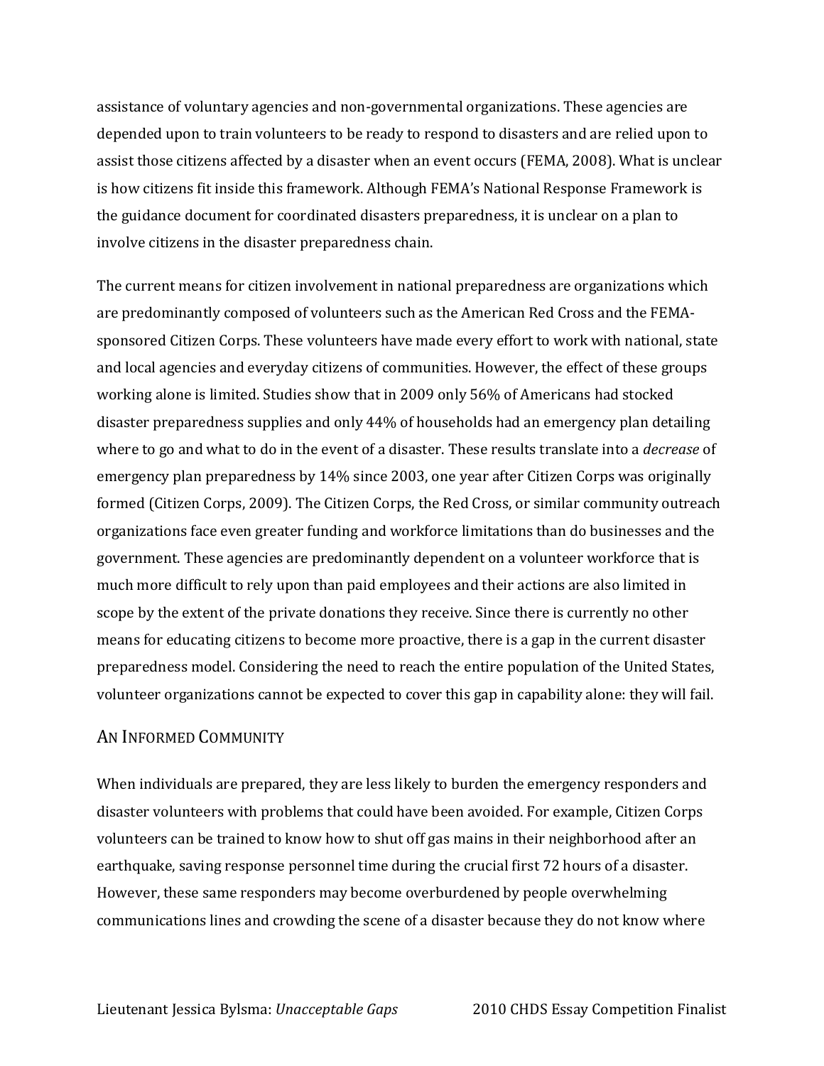assistance of voluntary agencies and non-governmental organizations. These agencies are depended upon to train volunteers to be ready to respond to disasters and are relied upon to assist those citizens affected by a disaster when an event occurs (FEMA, 2008). What is unclear is how citizens fit inside this framework. Although FEMA's National Response Framework is the guidance document for coordinated disasters preparedness, it is unclear on a plan to involve citizens in the disaster preparedness chain.

The current means for citizen involvement in national preparedness are organizations which are predominantly composed of volunteers such as the American Red Cross and the FEMA-sponsored Citizen Corps. These volunteers have made every effort to work with national, state and local agencies and everyday citizens of communities. However, the effect of these groups working alone is limited. Studies show that in 2009 only 56% of Americans had stocked disaster preparedness supplies and only 44% of households had an emergency plan detailing where to go and what to do in the event of a disaster. These results translate into a *decrease* of emergency plan preparedness by 14% since 2003, one year after Citizen Corps was originally formed (Citizen Corps, 2009). The Citizen Corps, the Red Cross, or similar community outreach organizations face even greater funding and workforce limitations than do businesses and the government. These agencies are predominantly dependent on a volunteer workforce that is much more difficult to rely upon than paid employees and their actions are also limited in scope by the extent of the private donations they receive. Since there is currently no other means for educating citizens to become more proactive, there is a gap in the current disaster preparedness model. Considering the need to reach the entire population of the United States, volunteer organizations cannot be expected to cover this gap in capability alone: they will fail.

## An Informed Community

When individuals are prepared, they are less likely to burden the emergency responders and disaster volunteers with problems that could have been avoided. For example, Citizen Corps volunteers can be trained to know how to shut off gas mains in their neighborhood after an earthquake, saving response personnel time during the crucial first 72 hours of a disaster. However, these same responders may become overburdened by people overwhelming communications lines and crowding the scene of a disaster because they do not know where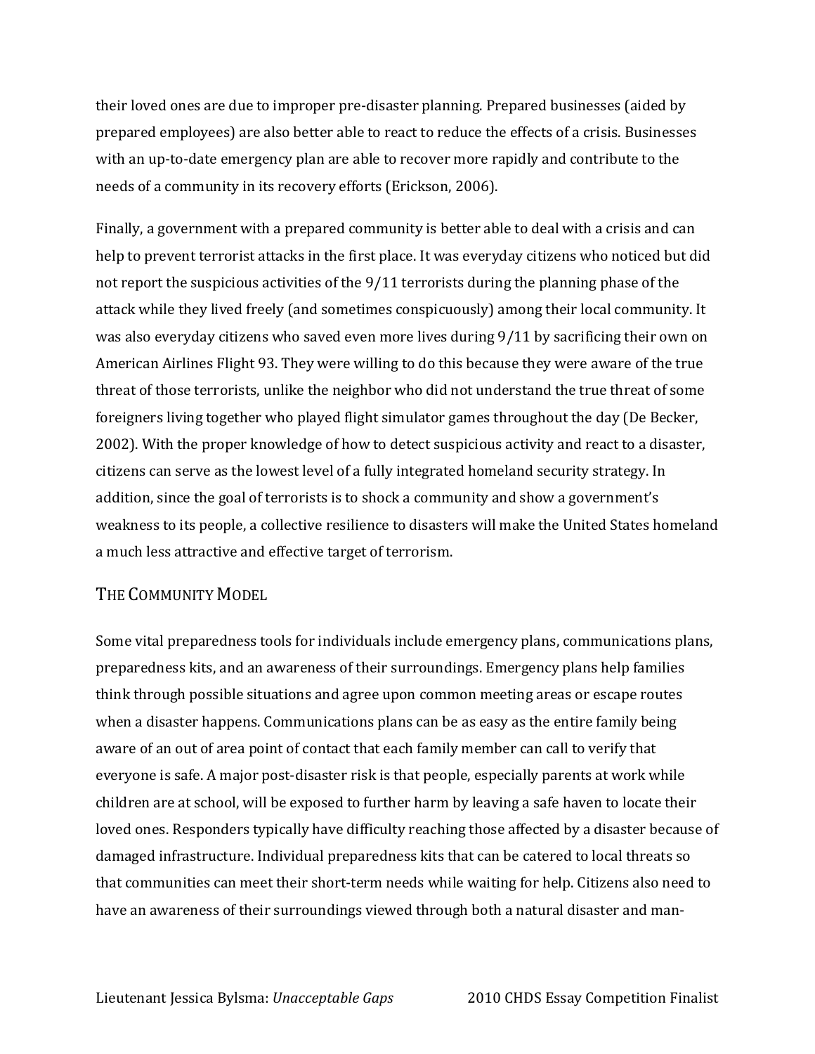their loved ones are due to improper pre-disaster planning. Prepared businesses (aided by prepared employees) are also better able to react to reduce the effects of a crisis. Businesses with an up-to-date emergency plan are able to recover more rapidly and contribute to the needs of a community in its recovery efforts (Erickson, 2006).

Finally, a government with a prepared community is better able to deal with a crisis and can help to prevent terrorist attacks in the first place. It was everyday citizens who noticed but did not report the suspicious activities of the 9/11 terrorists during the planning phase of the attack while they lived freely (and sometimes conspicuously) among their local community. It was also everyday citizens who saved even more lives during 9/11 by sacrificing their own on American Airlines Flight 93. They were willing to do this because they were aware of the true threat of those terrorists, unlike the neighbor who did not understand the true threat of some foreigners living together who played flight simulator games throughout the day (De Becker, 2002). With the proper knowledge of how to detect suspicious activity and react to a disaster, citizens can serve as the lowest level of a fully integrated homeland security strategy. In addition, since the goal of terrorists is to shock a community and show a government's weakness to its people, a collective resilience to disasters will make the United States homeland a much less attractive and effective target of terrorism.

## The Community Model

Some vital preparedness tools for individuals include emergency plans, communications plans, preparedness kits, and an awareness of their surroundings. Emergency plans help families think through possible situations and agree upon common meeting areas or escape routes when a disaster happens. Communications plans can be as easy as the entire family being aware of an out of area point of contact that each family member can call to verify that everyone is safe. A major post-disaster risk is that people, especially parents at work while children are at school, will be exposed to further harm by leaving a safe haven to locate their loved ones. Responders typically have difficulty reaching those affected by a disaster because of damaged infrastructure. Individual preparedness kits that can be catered to local threats so that communities can meet their short-term needs while waiting for help. Citizens also need to have an awareness of their surroundings viewed through both a natural disaster and man-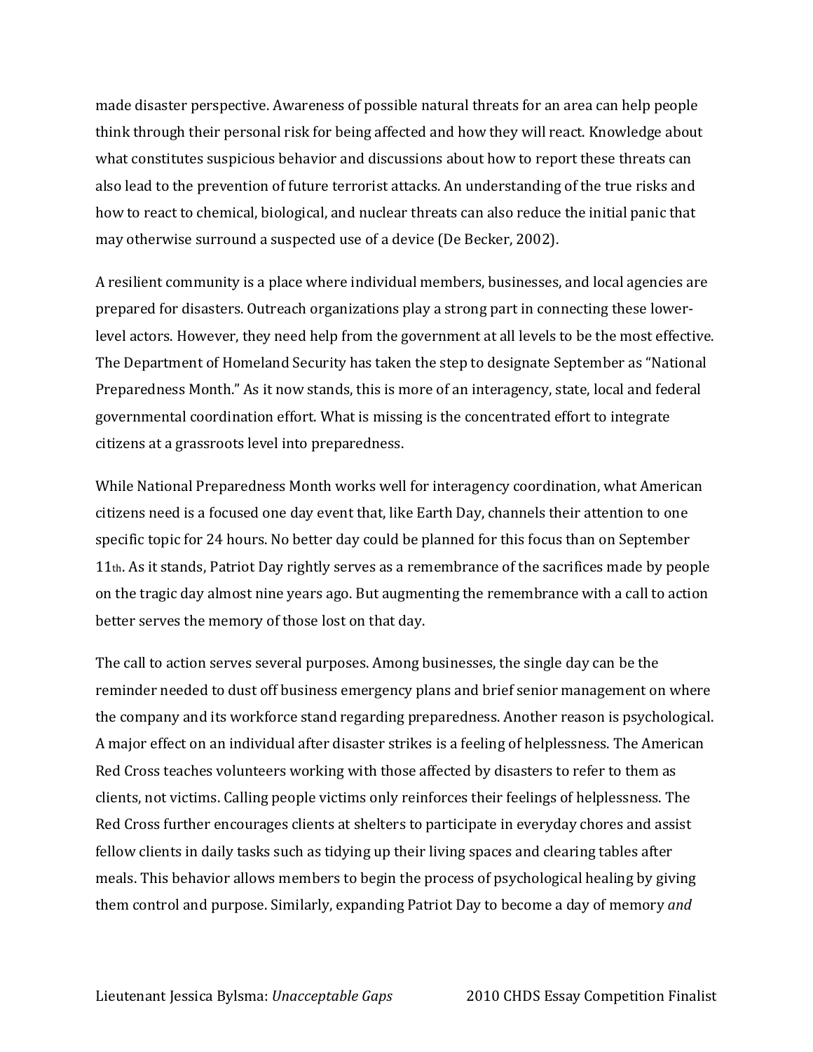made disaster perspective. Awareness of possible natural threats for an area can help people think through their personal risk for being affected and how they will react. Knowledge about what constitutes suspicious behavior and discussions about how to report these threats can also lead to the prevention of future terrorist attacks. An understanding of the true risks and how to react to chemical, biological, and nuclear threats can also reduce the initial panic that may otherwise surround a suspected use of a device (De Becker, 2002).

A resilient community is a place where individual members, businesses, and local agencies are prepared for disasters. Outreach organizations play a strong part in connecting these lower-level actors. However, they need help from the government at all levels to be the most effective. The Department of Homeland Security has taken the step to designate September as "National Preparedness Month." As it now stands, this is more of an interagency, state, local and federal governmental coordination effort. What is missing is the concentrated effort to integrate citizens at a grassroots level into preparedness.

While National Preparedness Month works well for interagency coordination, what American citizens need is a focused one day event that, like Earth Day, channels their attention to one specific topic for 24 hours. No better day could be planned for this focus than on September 11th. As it stands, Patriot Day rightly serves as a remembrance of the sacrifices made by people on the tragic day almost nine years ago. But augmenting the remembrance with a call to action better serves the memory of those lost on that day.

The call to action serves several purposes. Among businesses, the single day can be the reminder needed to dust off business emergency plans and brief senior management on where the company and its workforce stand regarding preparedness. Another reason is psychological. A major effect on an individual after disaster strikes is a feeling of helplessness. The American Red Cross teaches volunteers working with those affected by disasters to refer to them as clients, not victims. Calling people victims only reinforces their feelings of helplessness. The Red Cross further encourages clients at shelters to participate in everyday chores and assist fellow clients in daily tasks such as tidying up their living spaces and clearing tables after meals. This behavior allows members to begin the process of psychological healing by giving them control and purpose. Similarly, expanding Patriot Day to become a day of memory *and*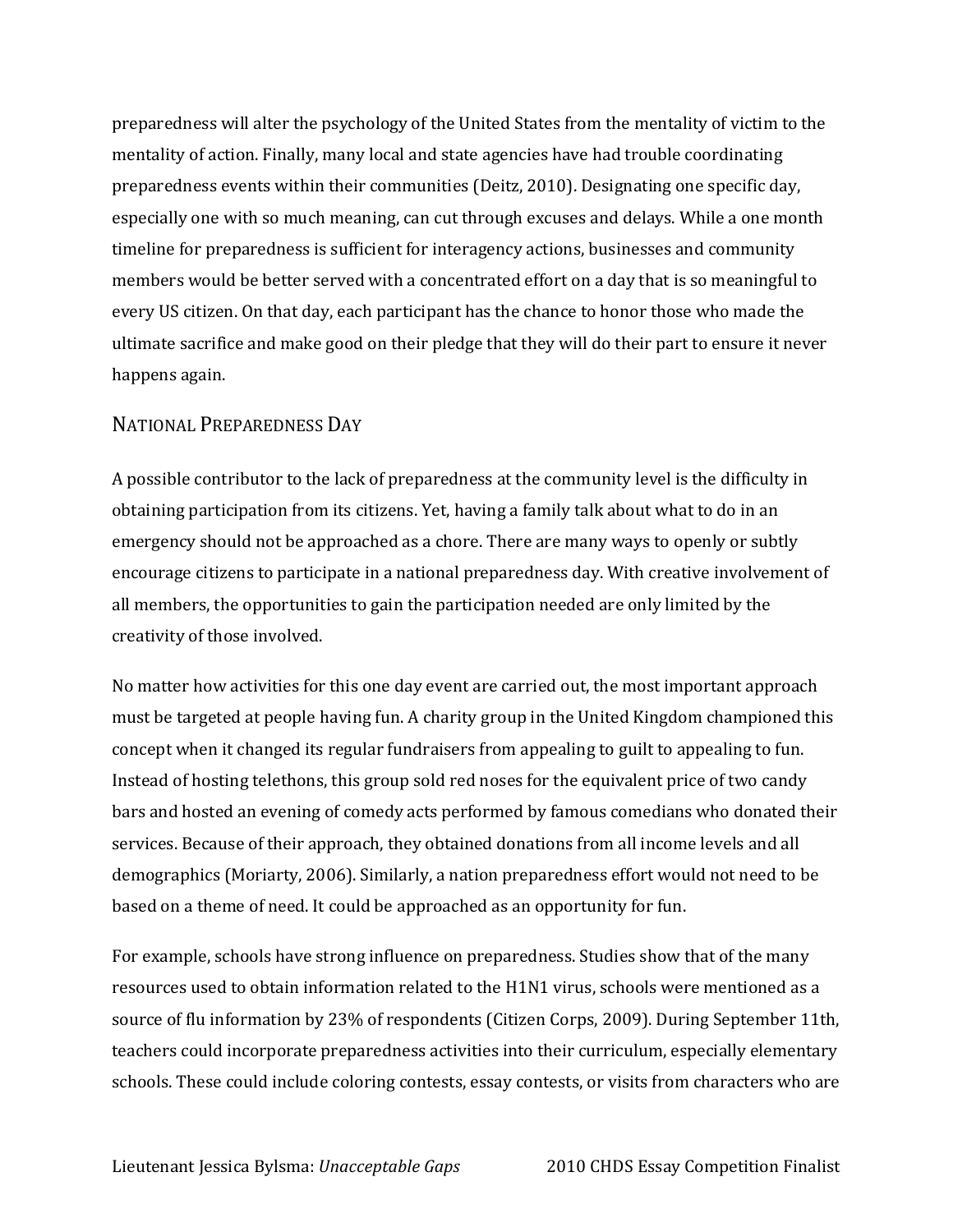preparedness will alter the psychology of the United States from the mentality of victim to the mentality of action. Finally, many local and state agencies have had trouble coordinating preparedness events within their communities (Deitz, 2010). Designating one specific day, especially one with so much meaning, can cut through excuses and delays. While a one month timeline for preparedness is sufficient for interagency actions, businesses and community members would be better served with a concentrated effort on a day that is so meaningful to every US citizen. On that day, each participant has the chance to honor those who made the ultimate sacrifice and make good on their pledge that they will do their part to ensure it never happens again.

## National Preparedness Day

A possible contributor to the lack of preparedness at the community level is the difficulty in obtaining participation from its citizens. Yet, having a family talk about what to do in an emergency should not be approached as a chore. There are many ways to openly or subtly encourage citizens to participate in a national preparedness day. With creative involvement of all members, the opportunities to gain the participation needed are only limited by the creativity of those involved.

No matter how activities for this one day event are carried out, the most important approach must be targeted at people having fun. A charity group in the United Kingdom championed this concept when it changed its regular fundraisers from appealing to guilt to appealing to fun. Instead of hosting telethons, this group sold red noses for the equivalent price of two candy bars and hosted an evening of comedy acts performed by famous comedians who donated their services. Because of their approach, they obtained donations from all income levels and all demographics (Moriarty, 2006). Similarly, a nation preparedness effort would not need to be based on a theme of need. It could be approached as an opportunity for fun.

For example, schools have strong influence on preparedness. Studies show that of the many resources used to obtain information related to the H1N1 virus, schools were mentioned as a source of flu information by 23% of respondents (Citizen Corps, 2009). During September 11th, teachers could incorporate preparedness activities into their curriculum, especially elementary schools. These could include coloring contests, essay contests, or visits from characters who are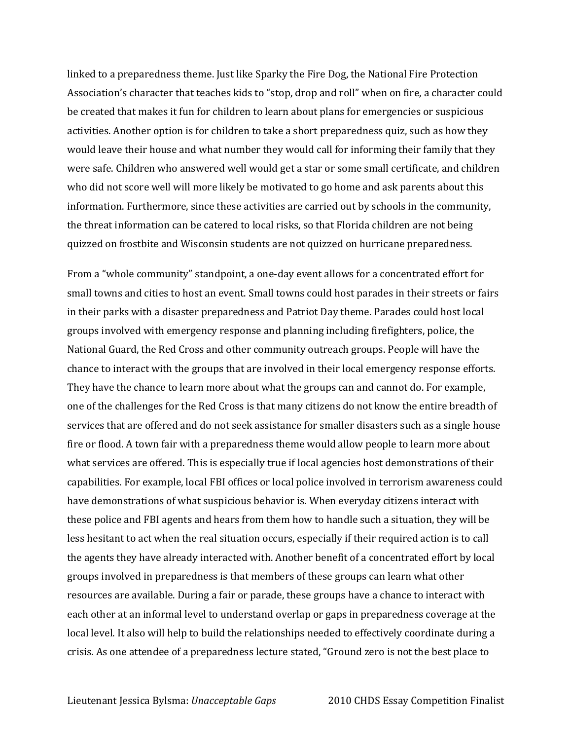linked to a preparedness theme. Just like Sparky the Fire Dog, the National Fire Protection Association's character that teaches kids to "stop, drop and roll" when on fire, a character could be created that makes it fun for children to learn about plans for emergencies or suspicious activities. Another option is for children to take a short preparedness quiz, such as how they would leave their house and what number they would call for informing their family that they were safe. Children who answered well would get a star or some small certificate, and children who did not score well will more likely be motivated to go home and ask parents about this information. Furthermore, since these activities are carried out by schools in the community, the threat information can be catered to local risks, so that Florida children are not being quizzed on frostbite and Wisconsin students are not quizzed on hurricane preparedness.

From a "whole community" standpoint, a one-day event allows for a concentrated effort for small towns and cities to host an event. Small towns could host parades in their streets or fairs in their parks with a disaster preparedness and Patriot Day theme. Parades could host local groups involved with emergency response and planning including firefighters, police, the National Guard, the Red Cross and other community outreach groups. People will have the chance to interact with the groups that are involved in their local emergency response efforts. They have the chance to learn more about what the groups can and cannot do. For example, one of the challenges for the Red Cross is that many citizens do not know the entire breadth of services that are offered and do not seek assistance for smaller disasters such as a single house fire or flood. A town fair with a preparedness theme would allow people to learn more about what services are offered. This is especially true if local agencies host demonstrations of their capabilities. For example, local FBI offices or local police involved in terrorism awareness could have demonstrations of what suspicious behavior is. When everyday citizens interact with these police and FBI agents and hears from them how to handle such a situation, they will be less hesitant to act when the real situation occurs, especially if their required action is to call the agents they have already interacted with. Another benefit of a concentrated effort by local groups involved in preparedness is that members of these groups can learn what other resources are available. During a fair or parade, these groups have a chance to interact with each other at an informal level to understand overlap or gaps in preparedness coverage at the local level. It also will help to build the relationships needed to effectively coordinate during a crisis. As one attendee of a preparedness lecture stated, "Ground zero is not the best place to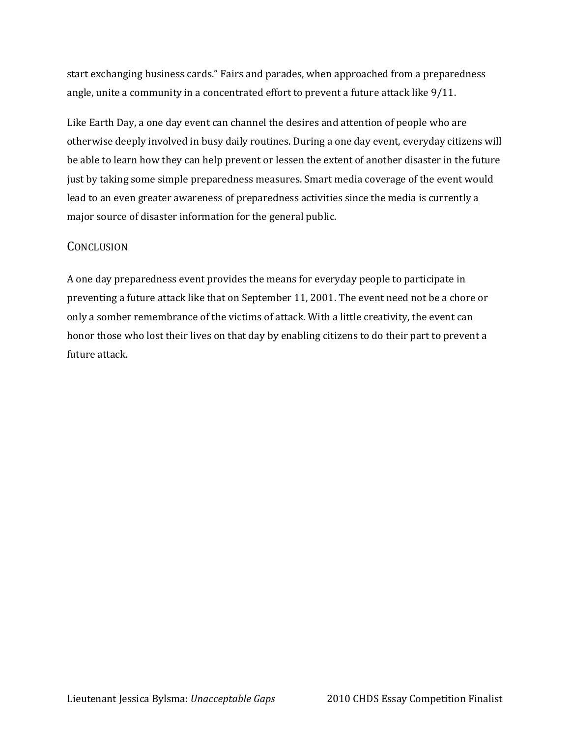start exchanging business cards." Fairs and parades, when approached from a preparedness angle, unite a community in a concentrated effort to prevent a future attack like 9/11.

Like Earth Day, a one day event can channel the desires and attention of people who are otherwise deeply involved in busy daily routines. During a one day event, everyday citizens will be able to learn how they can help prevent or lessen the extent of another disaster in the future just by taking some simple preparedness measures. Smart media coverage of the event would lead to an even greater awareness of preparedness activities since the media is currently a major source of disaster information for the general public.

## Conclusion

A one day preparedness event provides the means for everyday people to participate in preventing a future attack like that on September 11, 2001. The event need not be a chore or only a somber remembrance of the victims of attack. With a little creativity, the event can honor those who lost their lives on that day by enabling citizens to do their part to prevent a future attack.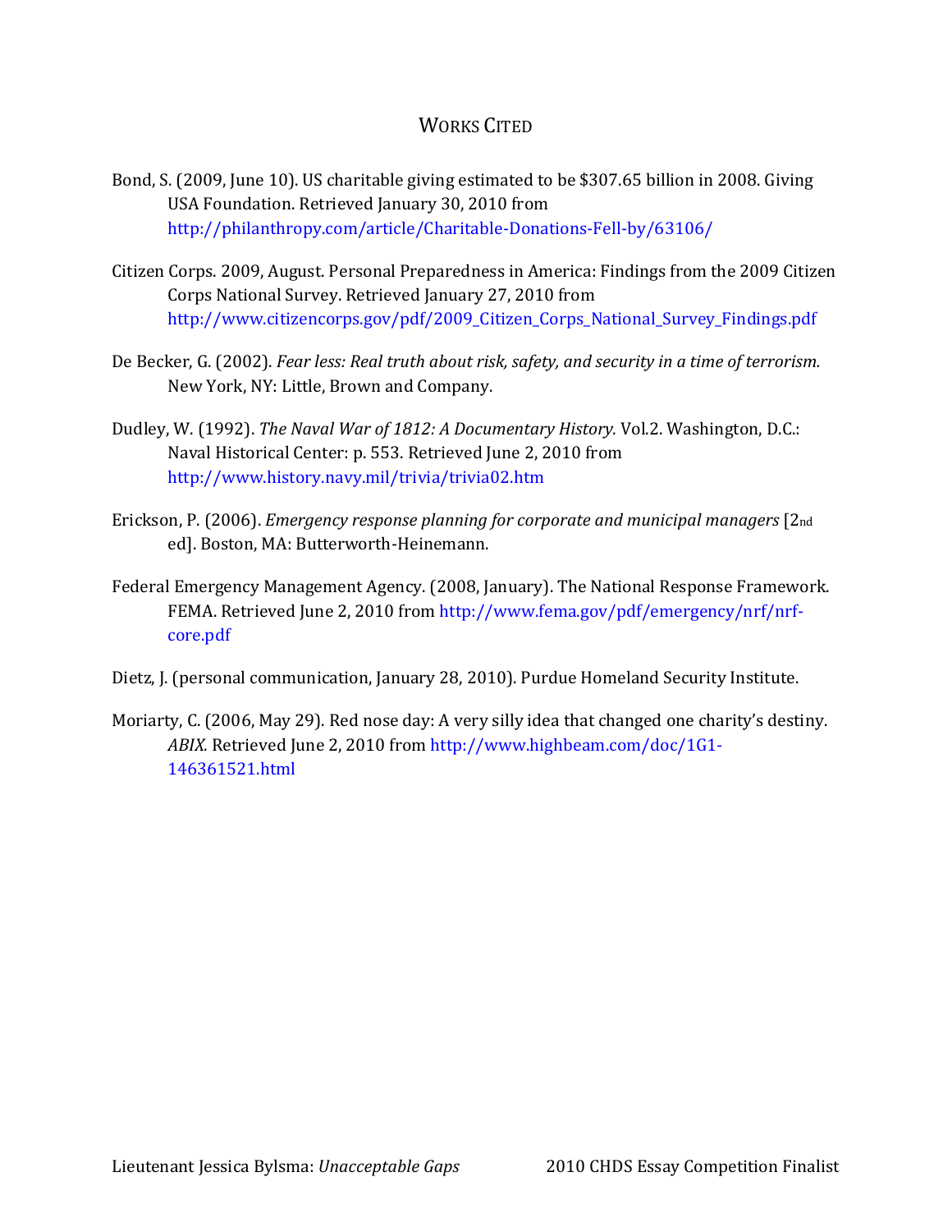## Works Cited

Bond, S. (2009, June 10). US charitable giving estimated to be $307.65 billion in 2008. Giving USA Foundation. Retrieved January 30, 2010 from http://philanthropy.com/article/Charitable-Donations-Fell-by/63106/

Citizen Corps. 2009, August. Personal Preparedness in America: Findings from the 2009 Citizen Corps National Survey. Retrieved January 27, 2010 from http://www.citizencorps.gov/pdf/2009_Citizen_Corps_National_Survey_Findings.pdf

De Becker, G. (2002). *Fear less: Real truth about risk, safety, and security in a time of terrorism.* New York, NY: Little, Brown and Company.

Dudley, W. (1992). *The Naval War of 1812: A Documentary History.* Vol.2. Washington, D.C.: Naval Historical Center: p. 553. Retrieved June 2, 2010 from http://www.history.navy.mil/trivia/trivia02.htm

Erickson, P. (2006). *Emergency response planning for corporate and municipal managers* [2nd ed]. Boston, MA: Butterworth-Heinemann.

Federal Emergency Management Agency. (2008, January). The National Response Framework. FEMA. Retrieved June 2, 2010 from http://www.fema.gov/pdf/emergency/nrf/nrf-core.pdf

Dietz, J. (personal communication, January 28, 2010). Purdue Homeland Security Institute.

Moriarty, C. (2006, May 29). Red nose day: A very silly idea that changed one charity's destiny. *ABIX.* Retrieved June 2, 2010 from http://www.highbeam.com/doc/1G1-146361521.html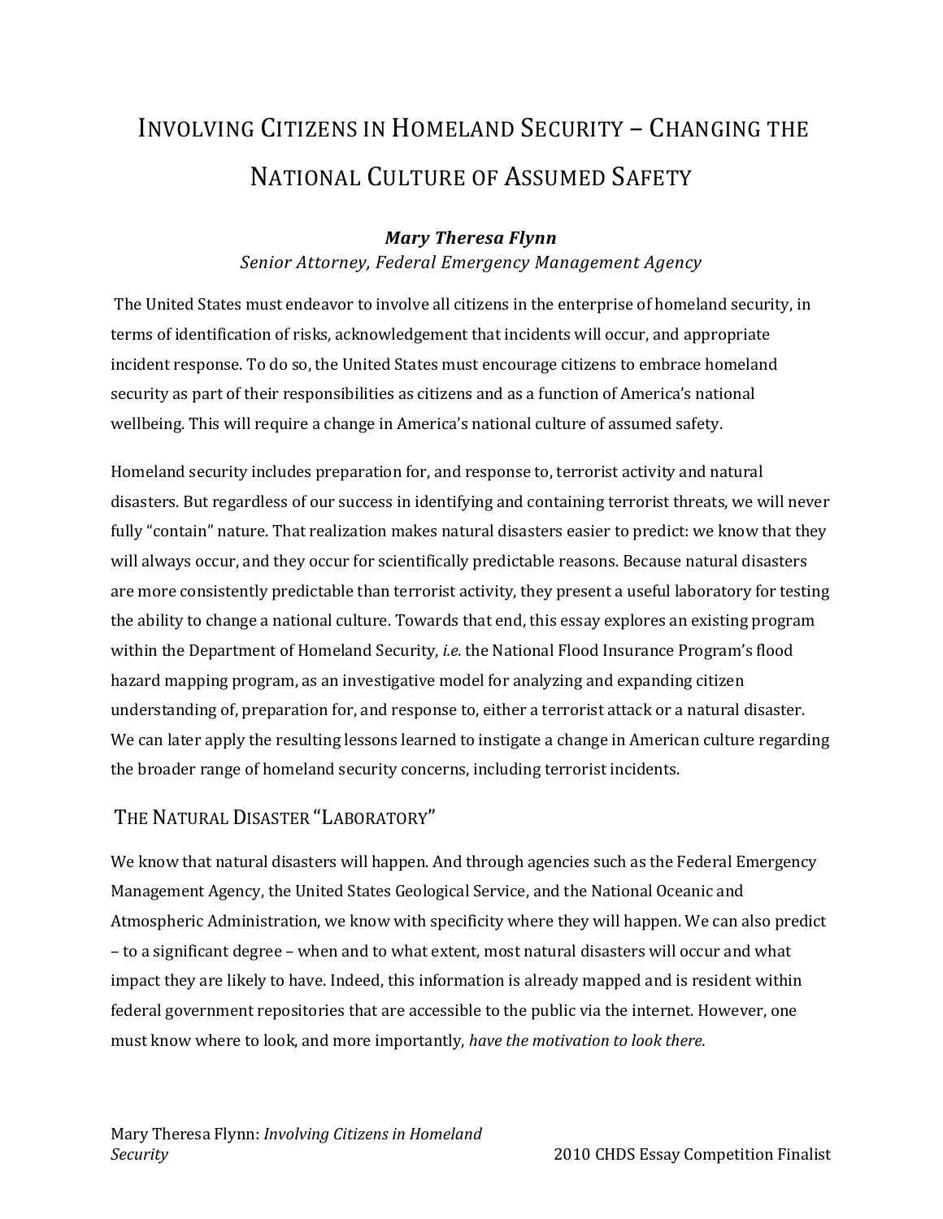# Involving Citizens in Homeland Security – Changing the National Culture of Assumed Safety

***Mary Theresa Flynn***

*Senior Attorney, Federal Emergency Management Agency*

The United States must endeavor to involve all citizens in the enterprise of homeland security, in terms of identification of risks, acknowledgement that incidents will occur, and appropriate incident response. To do so, the United States must encourage citizens to embrace homeland security as part of their responsibilities as citizens and as a function of America's national wellbeing. This will require a change in America's national culture of assumed safety.

Homeland security includes preparation for, and response to, terrorist activity and natural disasters. But regardless of our success in identifying and containing terrorist threats, we will never fully "contain" nature. That realization makes natural disasters easier to predict: we know that they will always occur, and they occur for scientifically predictable reasons. Because natural disasters are more consistently predictable than terrorist activity, they present a useful laboratory for testing the ability to change a national culture. Towards that end, this essay explores an existing program within the Department of Homeland Security, *i.e.* the National Flood Insurance Program's flood hazard mapping program, as an investigative model for analyzing and expanding citizen understanding of, preparation for, and response to, either a terrorist attack or a natural disaster. We can later apply the resulting lessons learned to instigate a change in American culture regarding the broader range of homeland security concerns, including terrorist incidents.

## The Natural Disaster "Laboratory"

We know that natural disasters will happen. And through agencies such as the Federal Emergency Management Agency, the United States Geological Service, and the National Oceanic and Atmospheric Administration, we know with specificity where they will happen. We can also predict – to a significant degree – when and to what extent, most natural disasters will occur and what impact they are likely to have. Indeed, this information is already mapped and is resident within federal government repositories that are accessible to the public via the internet. However, one must know where to look, and more importantly, *have the motivation to look there.*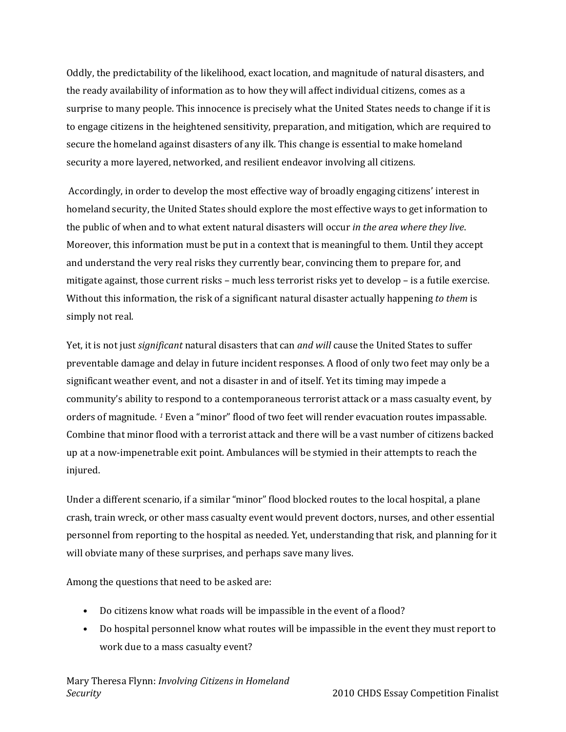Oddly, the predictability of the likelihood, exact location, and magnitude of natural disasters, and the ready availability of information as to how they will affect individual citizens, comes as a surprise to many people. This innocence is precisely what the United States needs to change if it is to engage citizens in the heightened sensitivity, preparation, and mitigation, which are required to secure the homeland against disasters of any ilk. This change is essential to make homeland security a more layered, networked, and resilient endeavor involving all citizens.

Accordingly, in order to develop the most effective way of broadly engaging citizens' interest in homeland security, the United States should explore the most effective ways to get information to the public of when and to what extent natural disasters will occur *in the area where they live*. Moreover, this information must be put in a context that is meaningful to them. Until they accept and understand the very real risks they currently bear, convincing them to prepare for, and mitigate against, those current risks – much less terrorist risks yet to develop – is a futile exercise. Without this information, the risk of a significant natural disaster actually happening *to them* is simply not real.

Yet, it is not just *significant* natural disasters that can *and will* cause the United States to suffer preventable damage and delay in future incident responses. A flood of only two feet may only be a significant weather event, and not a disaster in and of itself. Yet its timing may impede a community's ability to respond to a contemporaneous terrorist attack or a mass casualty event, by orders of magnitude. [1] Even a "minor" flood of two feet will render evacuation routes impassable. Combine that minor flood with a terrorist attack and there will be a vast number of citizens backed up at a now-impenetrable exit point. Ambulances will be stymied in their attempts to reach the injured.

Under a different scenario, if a similar "minor" flood blocked routes to the local hospital, a plane crash, train wreck, or other mass casualty event would prevent doctors, nurses, and other essential personnel from reporting to the hospital as needed. Yet, understanding that risk, and planning for it will obviate many of these surprises, and perhaps save many lives.

Among the questions that need to be asked are:

- Do citizens know what roads will be impassible in the event of a flood?
- Do hospital personnel know what routes will be impassible in the event they must report to work due to a mass casualty event?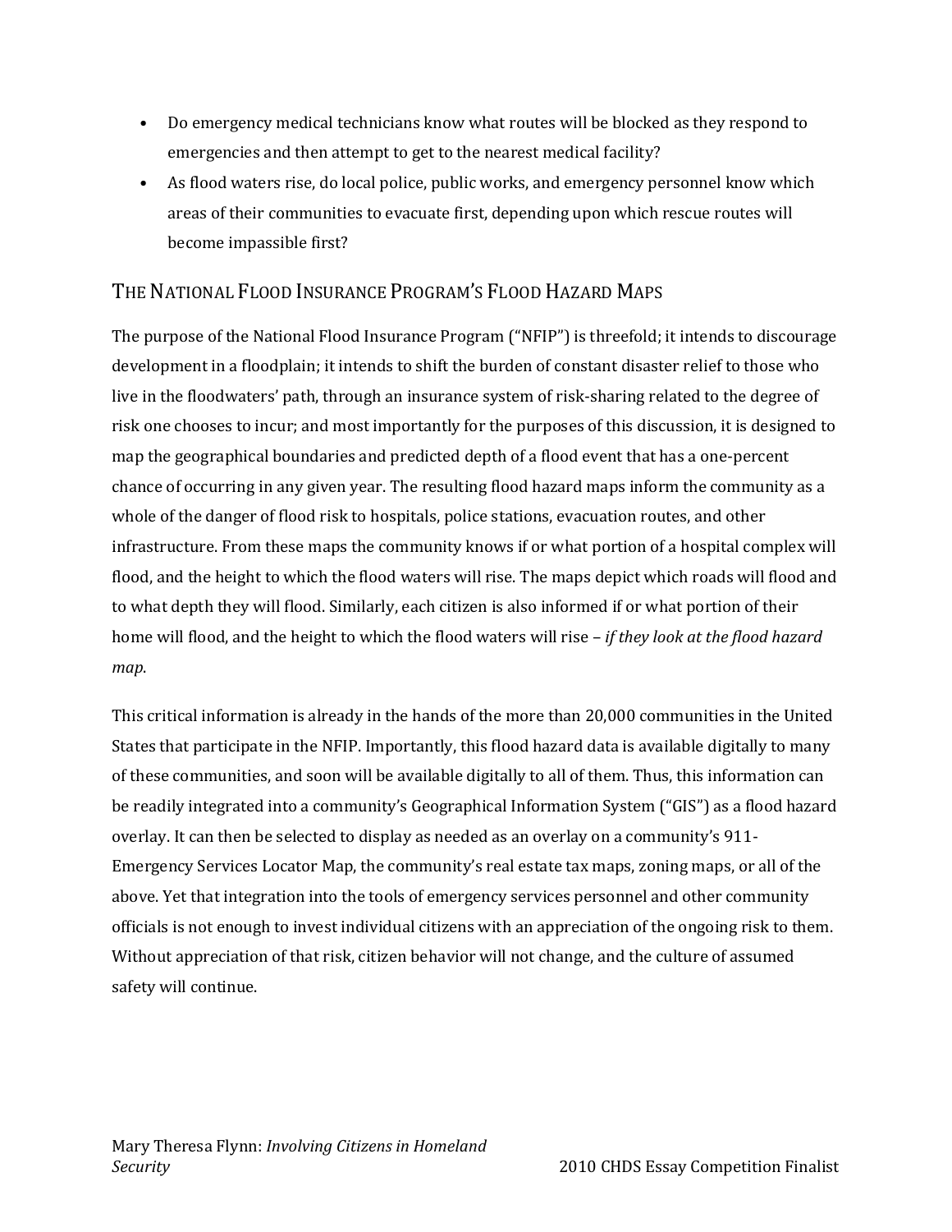- Do emergency medical technicians know what routes will be blocked as they respond to emergencies and then attempt to get to the nearest medical facility?
- As flood waters rise, do local police, public works, and emergency personnel know which areas of their communities to evacuate first, depending upon which rescue routes will become impassible first?

## The National Flood Insurance Program's Flood Hazard Maps

The purpose of the National Flood Insurance Program ("NFIP") is threefold; it intends to discourage development in a floodplain; it intends to shift the burden of constant disaster relief to those who live in the floodwaters' path, through an insurance system of risk-sharing related to the degree of risk one chooses to incur; and most importantly for the purposes of this discussion, it is designed to map the geographical boundaries and predicted depth of a flood event that has a one-percent chance of occurring in any given year. The resulting flood hazard maps inform the community as a whole of the danger of flood risk to hospitals, police stations, evacuation routes, and other infrastructure. From these maps the community knows if or what portion of a hospital complex will flood, and the height to which the flood waters will rise. The maps depict which roads will flood and to what depth they will flood. Similarly, each citizen is also informed if or what portion of their home will flood, and the height to which the flood waters will rise – *if they look at the flood hazard map*.

This critical information is already in the hands of the more than 20,000 communities in the United States that participate in the NFIP. Importantly, this flood hazard data is available digitally to many of these communities, and soon will be available digitally to all of them. Thus, this information can be readily integrated into a community's Geographical Information System ("GIS") as a flood hazard overlay. It can then be selected to display as needed as an overlay on a community's 911-Emergency Services Locator Map, the community's real estate tax maps, zoning maps, or all of the above. Yet that integration into the tools of emergency services personnel and other community officials is not enough to invest individual citizens with an appreciation of the ongoing risk to them. Without appreciation of that risk, citizen behavior will not change, and the culture of assumed safety will continue.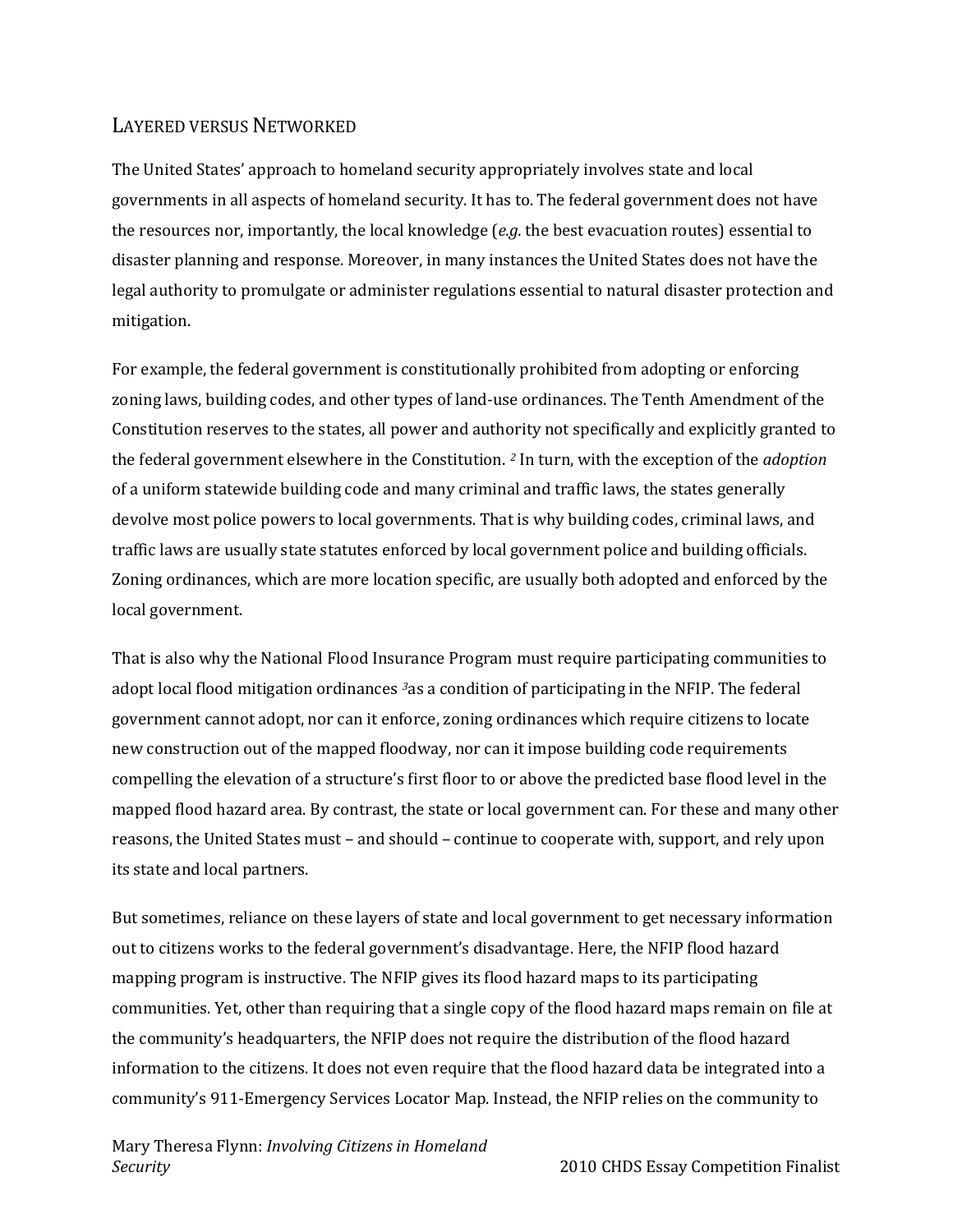## Layered versus Networked

The United States' approach to homeland security appropriately involves state and local governments in all aspects of homeland security. It has to. The federal government does not have the resources nor, importantly, the local knowledge (*e.g.* the best evacuation routes) essential to disaster planning and response. Moreover, in many instances the United States does not have the legal authority to promulgate or administer regulations essential to natural disaster protection and mitigation.

For example, the federal government is constitutionally prohibited from adopting or enforcing zoning laws, building codes, and other types of land-use ordinances. The Tenth Amendment of the Constitution reserves to the states, all power and authority not specifically and explicitly granted to the federal government elsewhere in the Constitution. [2] In turn, with the exception of the *adoption* of a uniform statewide building code and many criminal and traffic laws, the states generally devolve most police powers to local governments. That is why building codes, criminal laws, and traffic laws are usually state statutes enforced by local government police and building officials. Zoning ordinances, which are more location specific, are usually both adopted and enforced by the local government.

That is also why the National Flood Insurance Program must require participating communities to adopt local flood mitigation ordinances [3]as a condition of participating in the NFIP. The federal government cannot adopt, nor can it enforce, zoning ordinances which require citizens to locate new construction out of the mapped floodway, nor can it impose building code requirements compelling the elevation of a structure's first floor to or above the predicted base flood level in the mapped flood hazard area. By contrast, the state or local government can. For these and many other reasons, the United States must – and should – continue to cooperate with, support, and rely upon its state and local partners.

But sometimes, reliance on these layers of state and local government to get necessary information out to citizens works to the federal government's disadvantage. Here, the NFIP flood hazard mapping program is instructive. The NFIP gives its flood hazard maps to its participating communities. Yet, other than requiring that a single copy of the flood hazard maps remain on file at the community's headquarters, the NFIP does not require the distribution of the flood hazard information to the citizens. It does not even require that the flood hazard data be integrated into a community's 911-Emergency Services Locator Map. Instead, the NFIP relies on the community to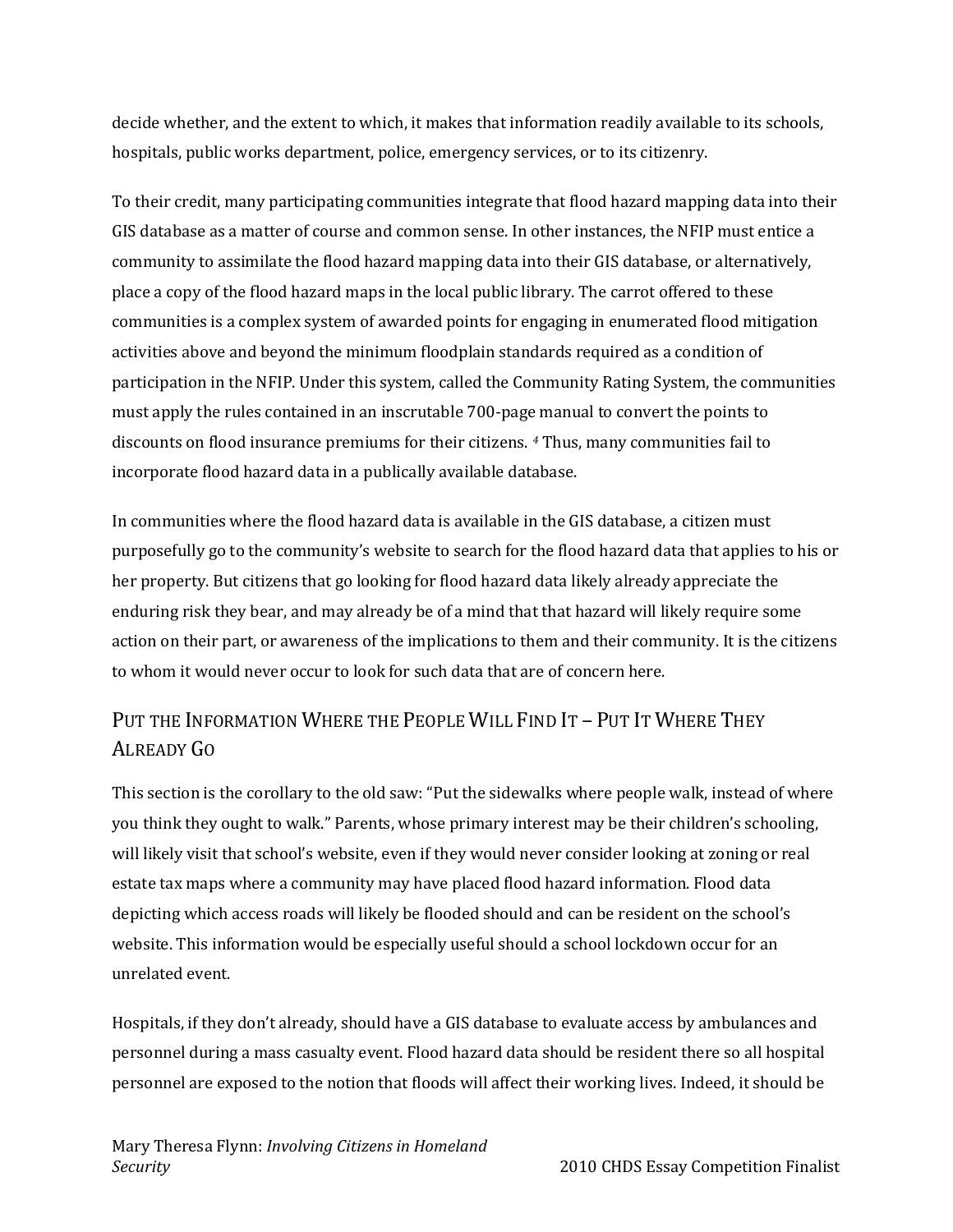decide whether, and the extent to which, it makes that information readily available to its schools, hospitals, public works department, police, emergency services, or to its citizenry.

To their credit, many participating communities integrate that flood hazard mapping data into their GIS database as a matter of course and common sense. In other instances, the NFIP must entice a community to assimilate the flood hazard mapping data into their GIS database, or alternatively, place a copy of the flood hazard maps in the local public library. The carrot offered to these communities is a complex system of awarded points for engaging in enumerated flood mitigation activities above and beyond the minimum floodplain standards required as a condition of participation in the NFIP. Under this system, called the Community Rating System, the communities must apply the rules contained in an inscrutable 700-page manual to convert the points to discounts on flood insurance premiums for their citizens. [4] Thus, many communities fail to incorporate flood hazard data in a publically available database.

In communities where the flood hazard data is available in the GIS database, a citizen must purposefully go to the community's website to search for the flood hazard data that applies to his or her property. But citizens that go looking for flood hazard data likely already appreciate the enduring risk they bear, and may already be of a mind that that hazard will likely require some action on their part, or awareness of the implications to them and their community. It is the citizens to whom it would never occur to look for such data that are of concern here.

## Put the Information Where the People Will Find It – Put It Where They Already Go

This section is the corollary to the old saw: "Put the sidewalks where people walk, instead of where you think they ought to walk." Parents, whose primary interest may be their children's schooling, will likely visit that school's website, even if they would never consider looking at zoning or real estate tax maps where a community may have placed flood hazard information. Flood data depicting which access roads will likely be flooded should and can be resident on the school's website. This information would be especially useful should a school lockdown occur for an unrelated event.

Hospitals, if they don't already, should have a GIS database to evaluate access by ambulances and personnel during a mass casualty event. Flood hazard data should be resident there so all hospital personnel are exposed to the notion that floods will affect their working lives. Indeed, it should be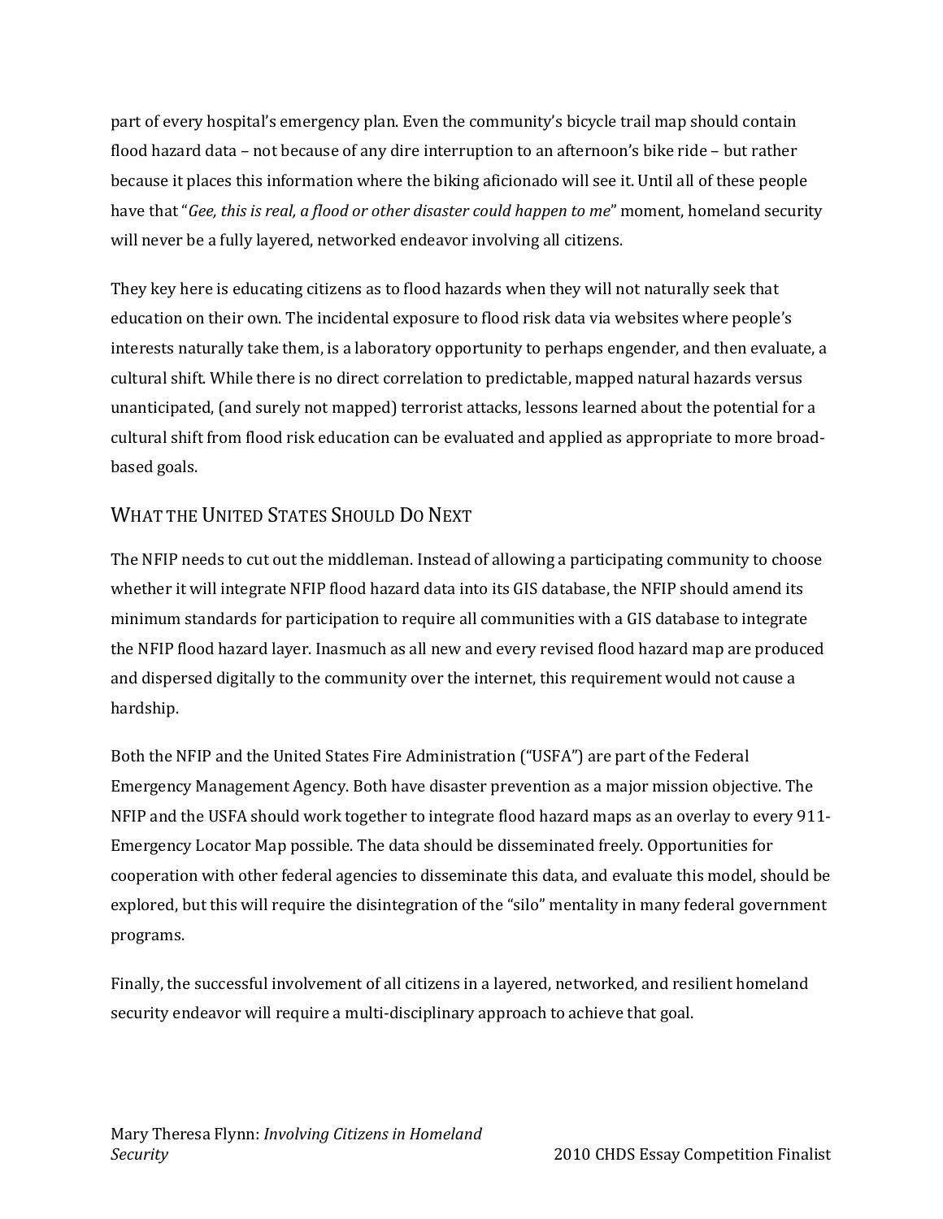part of every hospital's emergency plan. Even the community's bicycle trail map should contain flood hazard data – not because of any dire interruption to an afternoon's bike ride – but rather because it places this information where the biking aficionado will see it. Until all of these people have that "*Gee, this is real, a flood or other disaster could happen to me*" moment, homeland security will never be a fully layered, networked endeavor involving all citizens.

They key here is educating citizens as to flood hazards when they will not naturally seek that education on their own. The incidental exposure to flood risk data via websites where people's interests naturally take them, is a laboratory opportunity to perhaps engender, and then evaluate, a cultural shift. While there is no direct correlation to predictable, mapped natural hazards versus unanticipated, (and surely not mapped) terrorist attacks, lessons learned about the potential for a cultural shift from flood risk education can be evaluated and applied as appropriate to more broad-based goals.

## What the United States Should Do Next

The NFIP needs to cut out the middleman. Instead of allowing a participating community to choose whether it will integrate NFIP flood hazard data into its GIS database, the NFIP should amend its minimum standards for participation to require all communities with a GIS database to integrate the NFIP flood hazard layer. Inasmuch as all new and every revised flood hazard map are produced and dispersed digitally to the community over the internet, this requirement would not cause a hardship.

Both the NFIP and the United States Fire Administration ("USFA") are part of the Federal Emergency Management Agency. Both have disaster prevention as a major mission objective. The NFIP and the USFA should work together to integrate flood hazard maps as an overlay to every 911-Emergency Locator Map possible. The data should be disseminated freely. Opportunities for cooperation with other federal agencies to disseminate this data, and evaluate this model, should be explored, but this will require the disintegration of the "silo" mentality in many federal government programs.

Finally, the successful involvement of all citizens in a layered, networked, and resilient homeland security endeavor will require a multi-disciplinary approach to achieve that goal.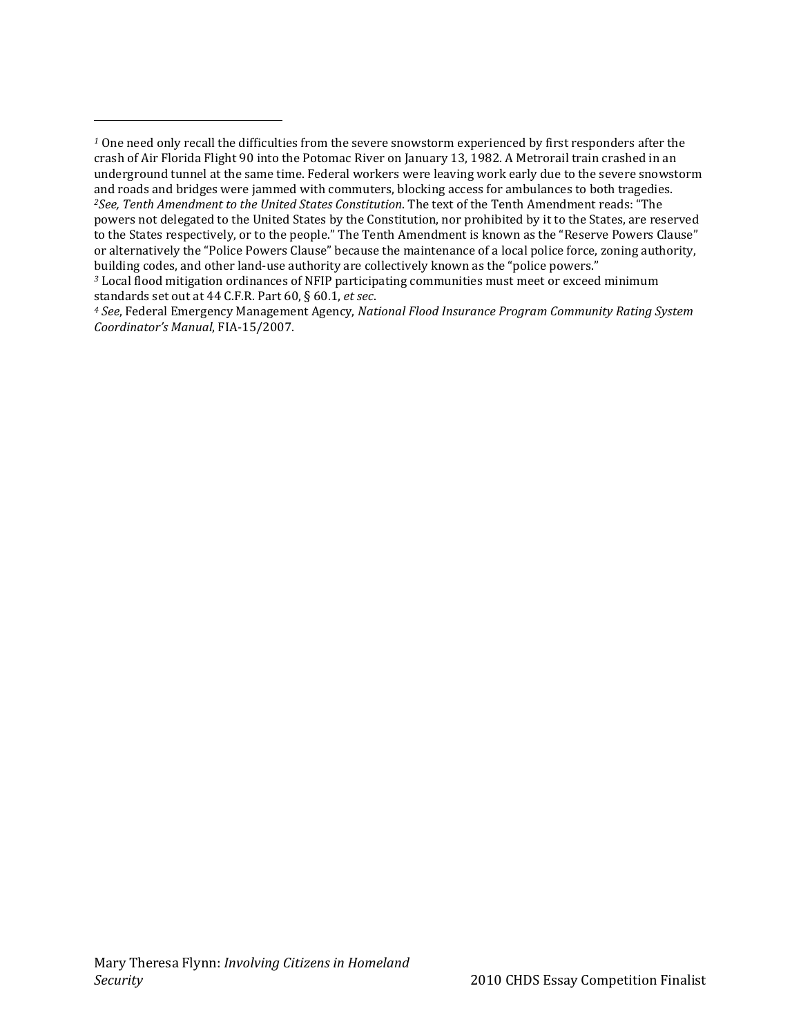[1] One need only recall the difficulties from the severe snowstorm experienced by first responders after the crash of Air Florida Flight 90 into the Potomac River on January 13, 1982. A Metrorail train crashed in an underground tunnel at the same time. Federal workers were leaving work early due to the severe snowstorm and roads and bridges were jammed with commuters, blocking access for ambulances to both tragedies.

[2] *See, Tenth Amendment to the United States Constitution*. The text of the Tenth Amendment reads: "The powers not delegated to the United States by the Constitution, nor prohibited by it to the States, are reserved to the States respectively, or to the people." The Tenth Amendment is known as the "Reserve Powers Clause" or alternatively the "Police Powers Clause" because the maintenance of a local police force, zoning authority, building codes, and other land-use authority are collectively known as the "police powers."

[3] Local flood mitigation ordinances of NFIP participating communities must meet or exceed minimum standards set out at 44 C.F.R. Part 60, § 60.1, *et sec*.

[4] *See*, Federal Emergency Management Agency, *National Flood Insurance Program Community Rating System Coordinator's Manual*, FIA-15/2007.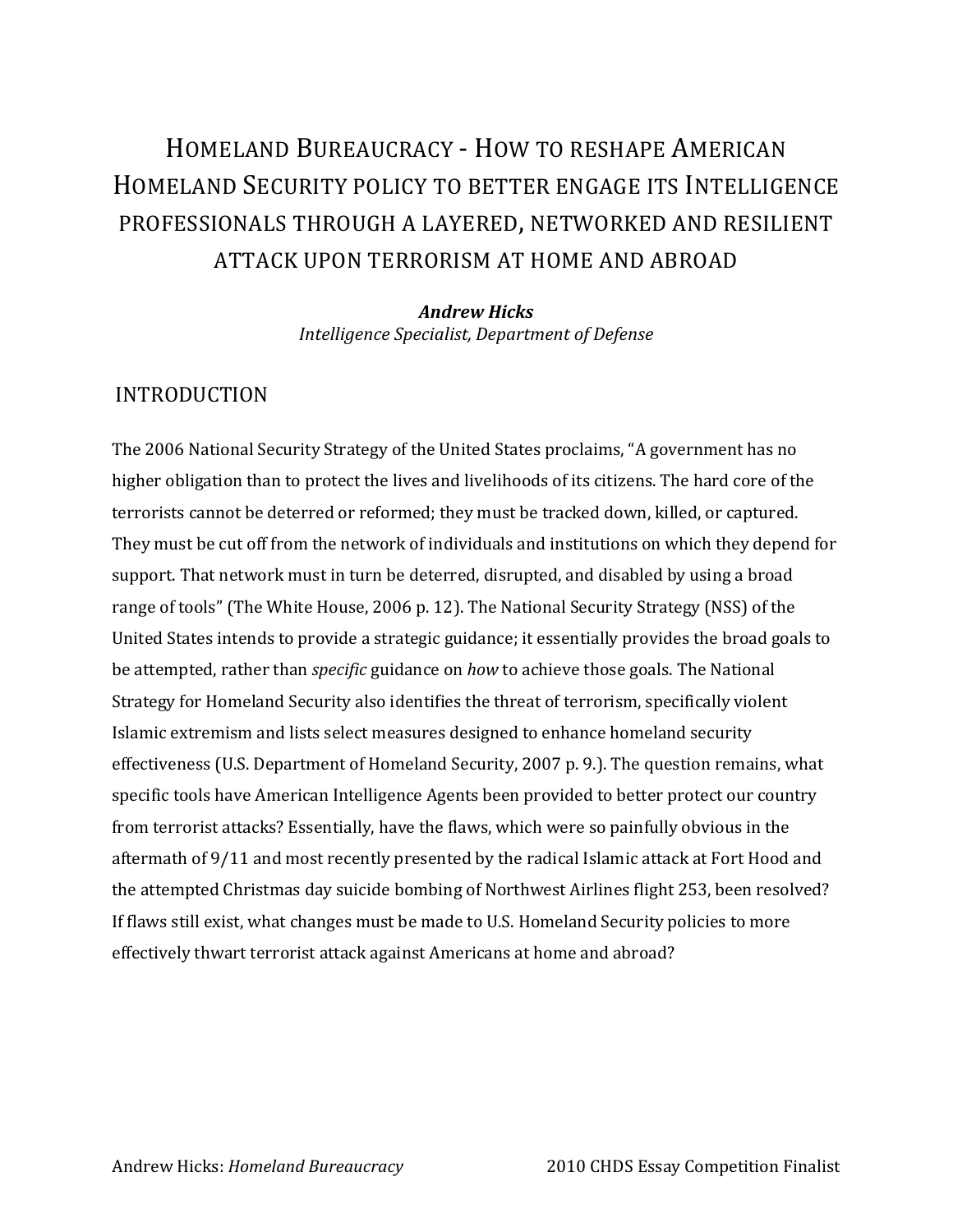# Homeland Bureaucracy - How to reshape American Homeland Security policy to better engage its Intelligence professionals through a layered, networked and resilient attack upon terrorism at home and abroad

***Andrew Hicks***
*Intelligence Specialist, Department of Defense*

## INTRODUCTION

The 2006 National Security Strategy of the United States proclaims, "A government has no higher obligation than to protect the lives and livelihoods of its citizens. The hard core of the terrorists cannot be deterred or reformed; they must be tracked down, killed, or captured. They must be cut off from the network of individuals and institutions on which they depend for support. That network must in turn be deterred, disrupted, and disabled by using a broad range of tools" (The White House, 2006 p. 12). The National Security Strategy (NSS) of the United States intends to provide a strategic guidance; it essentially provides the broad goals to be attempted, rather than *specific* guidance on *how* to achieve those goals. The National Strategy for Homeland Security also identifies the threat of terrorism, specifically violent Islamic extremism and lists select measures designed to enhance homeland security effectiveness (U.S. Department of Homeland Security, 2007 p. 9.). The question remains, what specific tools have American Intelligence Agents been provided to better protect our country from terrorist attacks? Essentially, have the flaws, which were so painfully obvious in the aftermath of 9/11 and most recently presented by the radical Islamic attack at Fort Hood and the attempted Christmas day suicide bombing of Northwest Airlines flight 253, been resolved? If flaws still exist, what changes must be made to U.S. Homeland Security policies to more effectively thwart terrorist attack against Americans at home and abroad?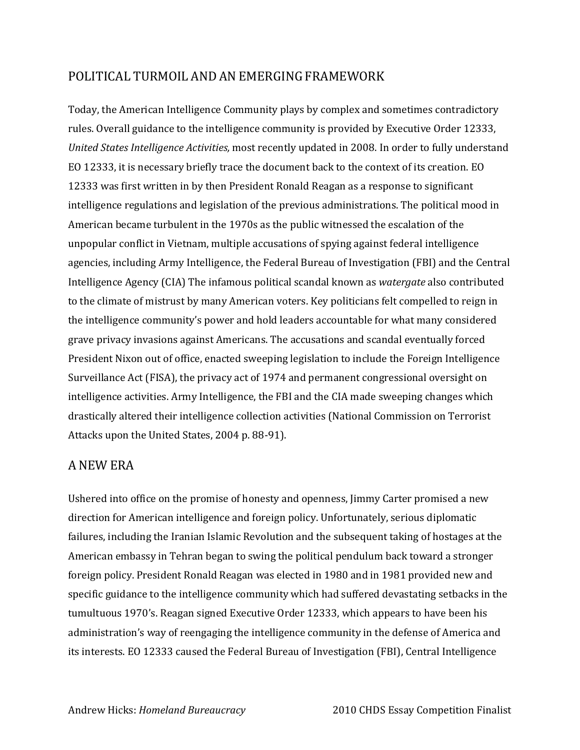## POLITICAL TURMOIL AND AN EMERGING FRAMEWORK

Today, the American Intelligence Community plays by complex and sometimes contradictory rules. Overall guidance to the intelligence community is provided by Executive Order 12333, *United States Intelligence Activities,* most recently updated in 2008. In order to fully understand EO 12333, it is necessary briefly trace the document back to the context of its creation. EO 12333 was first written in by then President Ronald Reagan as a response to significant intelligence regulations and legislation of the previous administrations. The political mood in American became turbulent in the 1970s as the public witnessed the escalation of the unpopular conflict in Vietnam, multiple accusations of spying against federal intelligence agencies, including Army Intelligence, the Federal Bureau of Investigation (FBI) and the Central Intelligence Agency (CIA) The infamous political scandal known as *watergate* also contributed to the climate of mistrust by many American voters. Key politicians felt compelled to reign in the intelligence community's power and hold leaders accountable for what many considered grave privacy invasions against Americans. The accusations and scandal eventually forced President Nixon out of office, enacted sweeping legislation to include the Foreign Intelligence Surveillance Act (FISA), the privacy act of 1974 and permanent congressional oversight on intelligence activities. Army Intelligence, the FBI and the CIA made sweeping changes which drastically altered their intelligence collection activities (National Commission on Terrorist Attacks upon the United States, 2004 p. 88-91).

## A NEW ERA

Ushered into office on the promise of honesty and openness, Jimmy Carter promised a new direction for American intelligence and foreign policy. Unfortunately, serious diplomatic failures, including the Iranian Islamic Revolution and the subsequent taking of hostages at the American embassy in Tehran began to swing the political pendulum back toward a stronger foreign policy. President Ronald Reagan was elected in 1980 and in 1981 provided new and specific guidance to the intelligence community which had suffered devastating setbacks in the tumultuous 1970's. Reagan signed Executive Order 12333, which appears to have been his administration's way of reengaging the intelligence community in the defense of America and its interests. EO 12333 caused the Federal Bureau of Investigation (FBI), Central Intelligence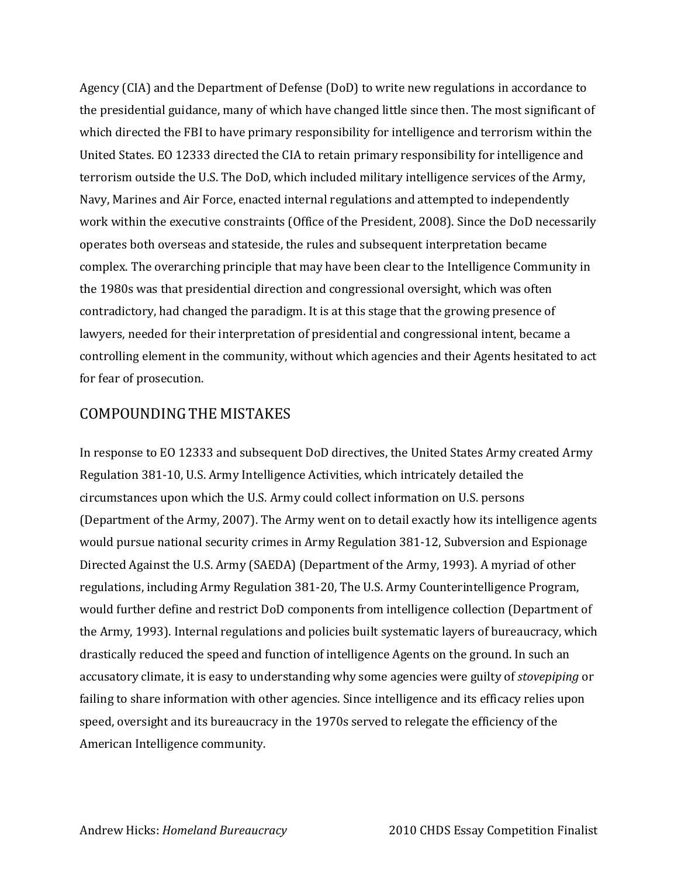Agency (CIA) and the Department of Defense (DoD) to write new regulations in accordance to the presidential guidance, many of which have changed little since then. The most significant of which directed the FBI to have primary responsibility for intelligence and terrorism within the United States. EO 12333 directed the CIA to retain primary responsibility for intelligence and terrorism outside the U.S. The DoD, which included military intelligence services of the Army, Navy, Marines and Air Force, enacted internal regulations and attempted to independently work within the executive constraints (Office of the President, 2008). Since the DoD necessarily operates both overseas and stateside, the rules and subsequent interpretation became complex. The overarching principle that may have been clear to the Intelligence Community in the 1980s was that presidential direction and congressional oversight, which was often contradictory, had changed the paradigm. It is at this stage that the growing presence of lawyers, needed for their interpretation of presidential and congressional intent, became a controlling element in the community, without which agencies and their Agents hesitated to act for fear of prosecution.

## COMPOUNDING THE MISTAKES

In response to EO 12333 and subsequent DoD directives, the United States Army created Army Regulation 381-10, U.S. Army Intelligence Activities, which intricately detailed the circumstances upon which the U.S. Army could collect information on U.S. persons (Department of the Army, 2007). The Army went on to detail exactly how its intelligence agents would pursue national security crimes in Army Regulation 381-12, Subversion and Espionage Directed Against the U.S. Army (SAEDA) (Department of the Army, 1993). A myriad of other regulations, including Army Regulation 381-20, The U.S. Army Counterintelligence Program, would further define and restrict DoD components from intelligence collection (Department of the Army, 1993). Internal regulations and policies built systematic layers of bureaucracy, which drastically reduced the speed and function of intelligence Agents on the ground. In such an accusatory climate, it is easy to understanding why some agencies were guilty of *stovepiping* or failing to share information with other agencies. Since intelligence and its efficacy relies upon speed, oversight and its bureaucracy in the 1970s served to relegate the efficiency of the American Intelligence community.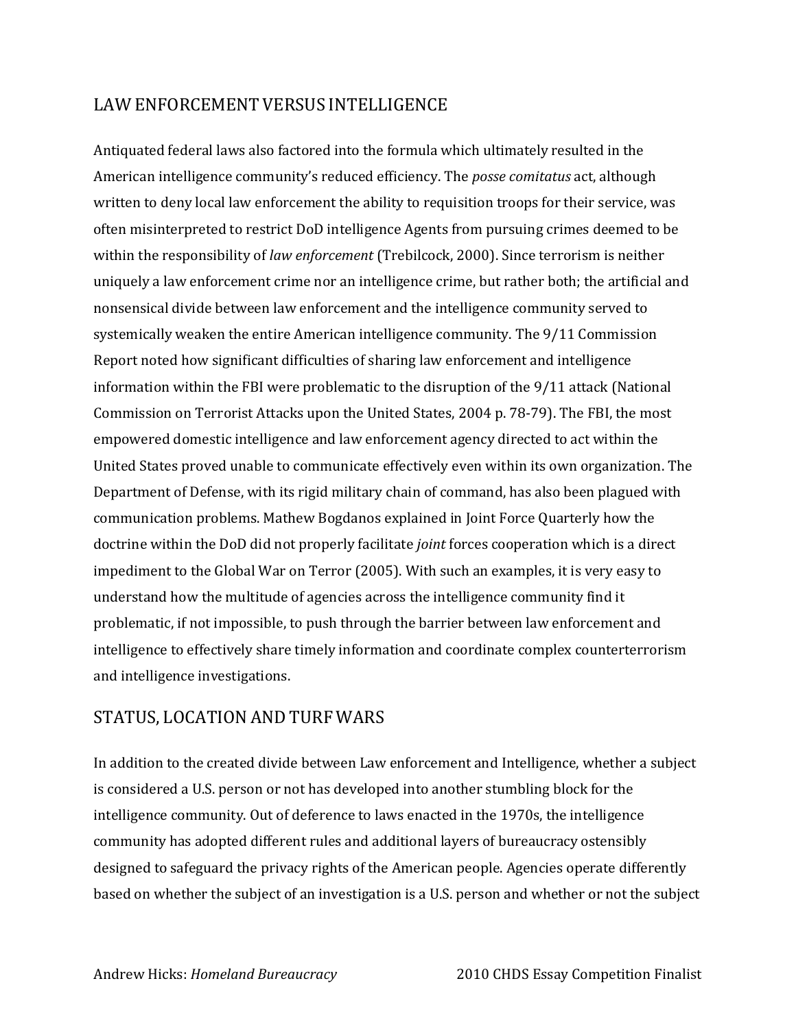## LAW ENFORCEMENT VERSUS INTELLIGENCE

Antiquated federal laws also factored into the formula which ultimately resulted in the American intelligence community's reduced efficiency. The *posse comitatus* act, although written to deny local law enforcement the ability to requisition troops for their service, was often misinterpreted to restrict DoD intelligence Agents from pursuing crimes deemed to be within the responsibility of *law enforcement* (Trebilcock, 2000). Since terrorism is neither uniquely a law enforcement crime nor an intelligence crime, but rather both; the artificial and nonsensical divide between law enforcement and the intelligence community served to systemically weaken the entire American intelligence community. The 9/11 Commission Report noted how significant difficulties of sharing law enforcement and intelligence information within the FBI were problematic to the disruption of the 9/11 attack (National Commission on Terrorist Attacks upon the United States, 2004 p. 78-79). The FBI, the most empowered domestic intelligence and law enforcement agency directed to act within the United States proved unable to communicate effectively even within its own organization. The Department of Defense, with its rigid military chain of command, has also been plagued with communication problems. Mathew Bogdanos explained in Joint Force Quarterly how the doctrine within the DoD did not properly facilitate *joint* forces cooperation which is a direct impediment to the Global War on Terror (2005). With such an examples, it is very easy to understand how the multitude of agencies across the intelligence community find it problematic, if not impossible, to push through the barrier between law enforcement and intelligence to effectively share timely information and coordinate complex counterterrorism and intelligence investigations.

## STATUS, LOCATION AND TURF WARS

In addition to the created divide between Law enforcement and Intelligence, whether a subject is considered a U.S. person or not has developed into another stumbling block for the intelligence community. Out of deference to laws enacted in the 1970s, the intelligence community has adopted different rules and additional layers of bureaucracy ostensibly designed to safeguard the privacy rights of the American people. Agencies operate differently based on whether the subject of an investigation is a U.S. person and whether or not the subject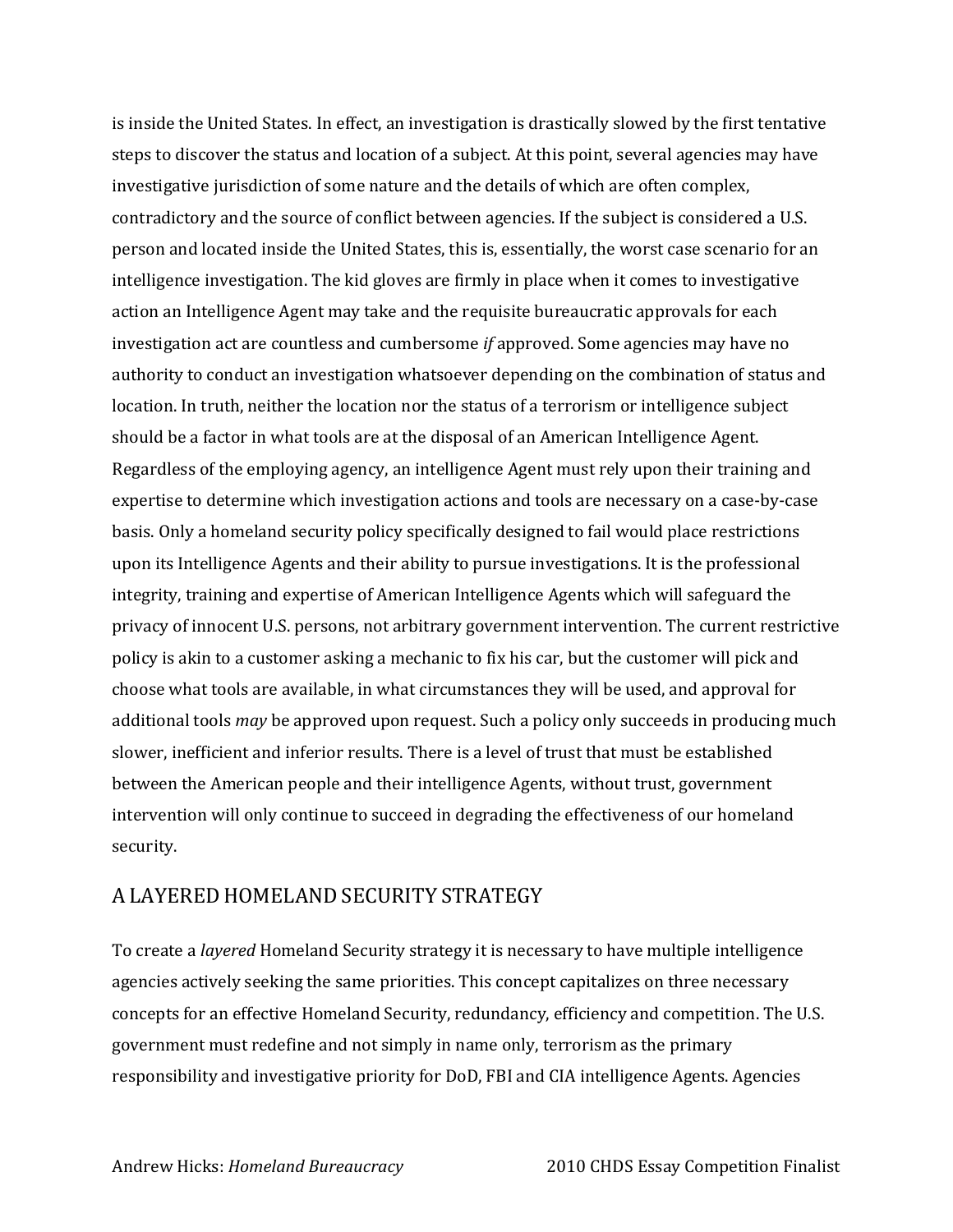is inside the United States. In effect, an investigation is drastically slowed by the first tentative steps to discover the status and location of a subject. At this point, several agencies may have investigative jurisdiction of some nature and the details of which are often complex, contradictory and the source of conflict between agencies. If the subject is considered a U.S. person and located inside the United States, this is, essentially, the worst case scenario for an intelligence investigation. The kid gloves are firmly in place when it comes to investigative action an Intelligence Agent may take and the requisite bureaucratic approvals for each investigation act are countless and cumbersome *if* approved. Some agencies may have no authority to conduct an investigation whatsoever depending on the combination of status and location. In truth, neither the location nor the status of a terrorism or intelligence subject should be a factor in what tools are at the disposal of an American Intelligence Agent. Regardless of the employing agency, an intelligence Agent must rely upon their training and expertise to determine which investigation actions and tools are necessary on a case-by-case basis. Only a homeland security policy specifically designed to fail would place restrictions upon its Intelligence Agents and their ability to pursue investigations. It is the professional integrity, training and expertise of American Intelligence Agents which will safeguard the privacy of innocent U.S. persons, not arbitrary government intervention. The current restrictive policy is akin to a customer asking a mechanic to fix his car, but the customer will pick and choose what tools are available, in what circumstances they will be used, and approval for additional tools *may* be approved upon request. Such a policy only succeeds in producing much slower, inefficient and inferior results. There is a level of trust that must be established between the American people and their intelligence Agents, without trust, government intervention will only continue to succeed in degrading the effectiveness of our homeland security.

## A LAYERED HOMELAND SECURITY STRATEGY

To create a *layered* Homeland Security strategy it is necessary to have multiple intelligence agencies actively seeking the same priorities. This concept capitalizes on three necessary concepts for an effective Homeland Security, redundancy, efficiency and competition. The U.S. government must redefine and not simply in name only, terrorism as the primary responsibility and investigative priority for DoD, FBI and CIA intelligence Agents. Agencies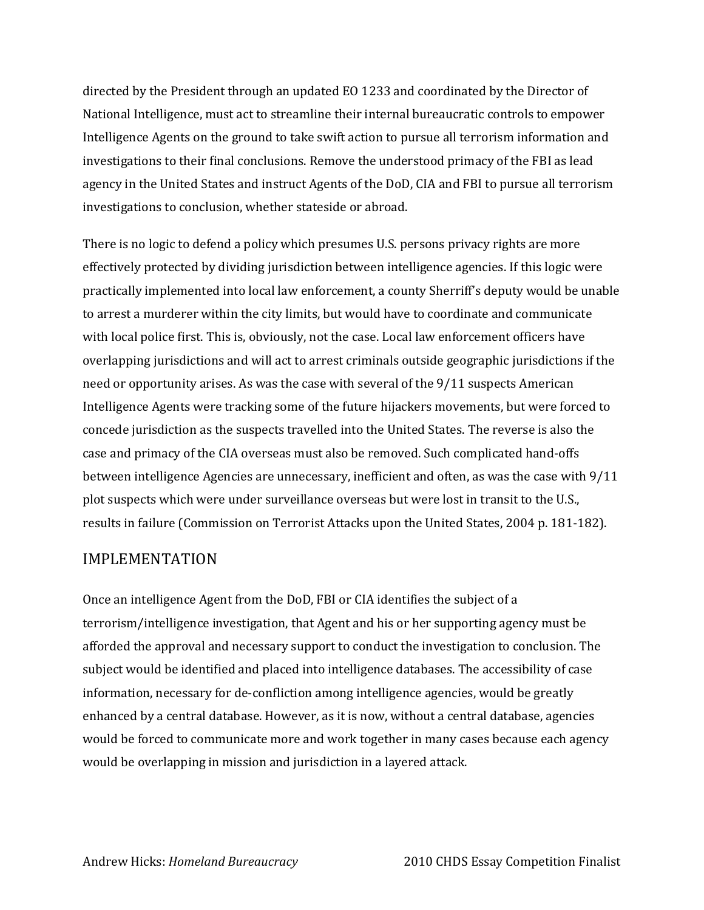directed by the President through an updated EO 1233 and coordinated by the Director of National Intelligence, must act to streamline their internal bureaucratic controls to empower Intelligence Agents on the ground to take swift action to pursue all terrorism information and investigations to their final conclusions. Remove the understood primacy of the FBI as lead agency in the United States and instruct Agents of the DoD, CIA and FBI to pursue all terrorism investigations to conclusion, whether stateside or abroad.

There is no logic to defend a policy which presumes U.S. persons privacy rights are more effectively protected by dividing jurisdiction between intelligence agencies. If this logic were practically implemented into local law enforcement, a county Sherriff's deputy would be unable to arrest a murderer within the city limits, but would have to coordinate and communicate with local police first. This is, obviously, not the case. Local law enforcement officers have overlapping jurisdictions and will act to arrest criminals outside geographic jurisdictions if the need or opportunity arises. As was the case with several of the 9/11 suspects American Intelligence Agents were tracking some of the future hijackers movements, but were forced to concede jurisdiction as the suspects travelled into the United States. The reverse is also the case and primacy of the CIA overseas must also be removed. Such complicated hand-offs between intelligence Agencies are unnecessary, inefficient and often, as was the case with 9/11 plot suspects which were under surveillance overseas but were lost in transit to the U.S., results in failure (Commission on Terrorist Attacks upon the United States, 2004 p. 181-182).

## IMPLEMENTATION

Once an intelligence Agent from the DoD, FBI or CIA identifies the subject of a terrorism/intelligence investigation, that Agent and his or her supporting agency must be afforded the approval and necessary support to conduct the investigation to conclusion. The subject would be identified and placed into intelligence databases. The accessibility of case information, necessary for de-confliction among intelligence agencies, would be greatly enhanced by a central database. However, as it is now, without a central database, agencies would be forced to communicate more and work together in many cases because each agency would be overlapping in mission and jurisdiction in a layered attack.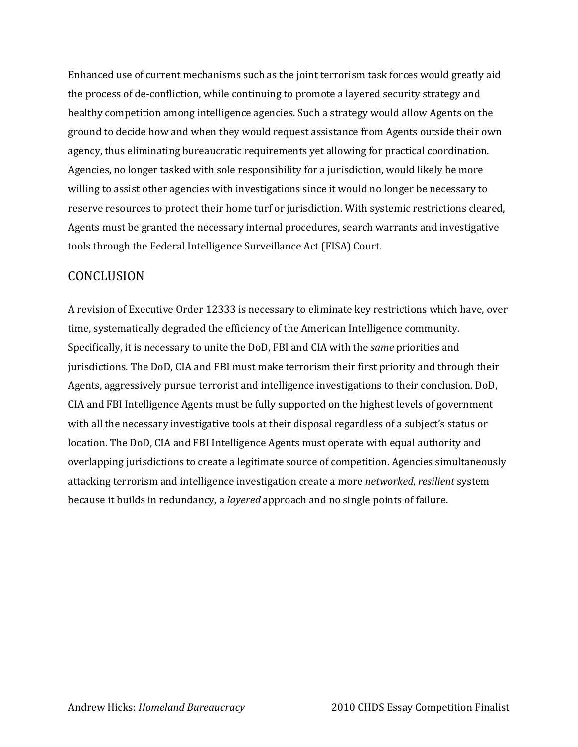Enhanced use of current mechanisms such as the joint terrorism task forces would greatly aid the process of de-confliction, while continuing to promote a layered security strategy and healthy competition among intelligence agencies. Such a strategy would allow Agents on the ground to decide how and when they would request assistance from Agents outside their own agency, thus eliminating bureaucratic requirements yet allowing for practical coordination. Agencies, no longer tasked with sole responsibility for a jurisdiction, would likely be more willing to assist other agencies with investigations since it would no longer be necessary to reserve resources to protect their home turf or jurisdiction. With systemic restrictions cleared, Agents must be granted the necessary internal procedures, search warrants and investigative tools through the Federal Intelligence Surveillance Act (FISA) Court.

## CONCLUSION

A revision of Executive Order 12333 is necessary to eliminate key restrictions which have, over time, systematically degraded the efficiency of the American Intelligence community. Specifically, it is necessary to unite the DoD, FBI and CIA with the *same* priorities and jurisdictions. The DoD, CIA and FBI must make terrorism their first priority and through their Agents, aggressively pursue terrorist and intelligence investigations to their conclusion. DoD, CIA and FBI Intelligence Agents must be fully supported on the highest levels of government with all the necessary investigative tools at their disposal regardless of a subject's status or location. The DoD, CIA and FBI Intelligence Agents must operate with equal authority and overlapping jurisdictions to create a legitimate source of competition. Agencies simultaneously attacking terrorism and intelligence investigation create a more *networked*, *resilient* system because it builds in redundancy, a *layered* approach and no single points of failure.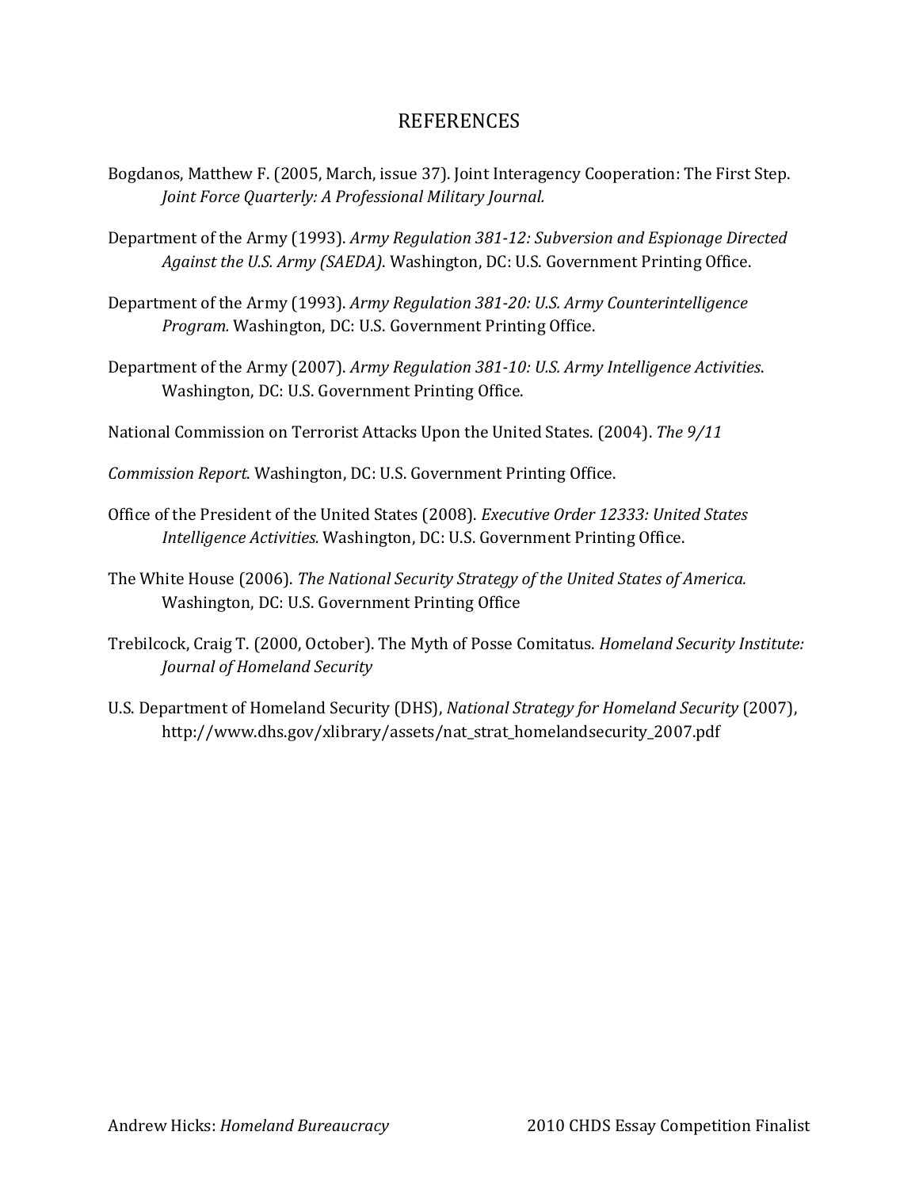# REFERENCES

Bogdanos, Matthew F. (2005, March, issue 37). Joint Interagency Cooperation: The First Step. *Joint Force Quarterly: A Professional Military Journal.*

Department of the Army (1993). *Army Regulation 381-12: Subversion and Espionage Directed Against the U.S. Army (SAEDA)*. Washington, DC: U.S. Government Printing Office.

Department of the Army (1993). *Army Regulation 381-20: U.S. Army Counterintelligence Program.* Washington, DC: U.S. Government Printing Office.

Department of the Army (2007). *Army Regulation 381-10: U.S. Army Intelligence Activities*. Washington, DC: U.S. Government Printing Office.

National Commission on Terrorist Attacks Upon the United States. (2004). *The 9/11*

*Commission Report*. Washington, DC: U.S. Government Printing Office.

Office of the President of the United States (2008). *Executive Order 12333: United States Intelligence Activities.* Washington, DC: U.S. Government Printing Office.

The White House (2006). *The National Security Strategy of the United States of America.* Washington, DC: U.S. Government Printing Office

Trebilcock, Craig T. (2000, October). The Myth of Posse Comitatus. *Homeland Security Institute: Journal of Homeland Security*

U.S. Department of Homeland Security (DHS), *National Strategy for Homeland Security* (2007), http://www.dhs.gov/xlibrary/assets/nat_strat_homelandsecurity_2007.pdf